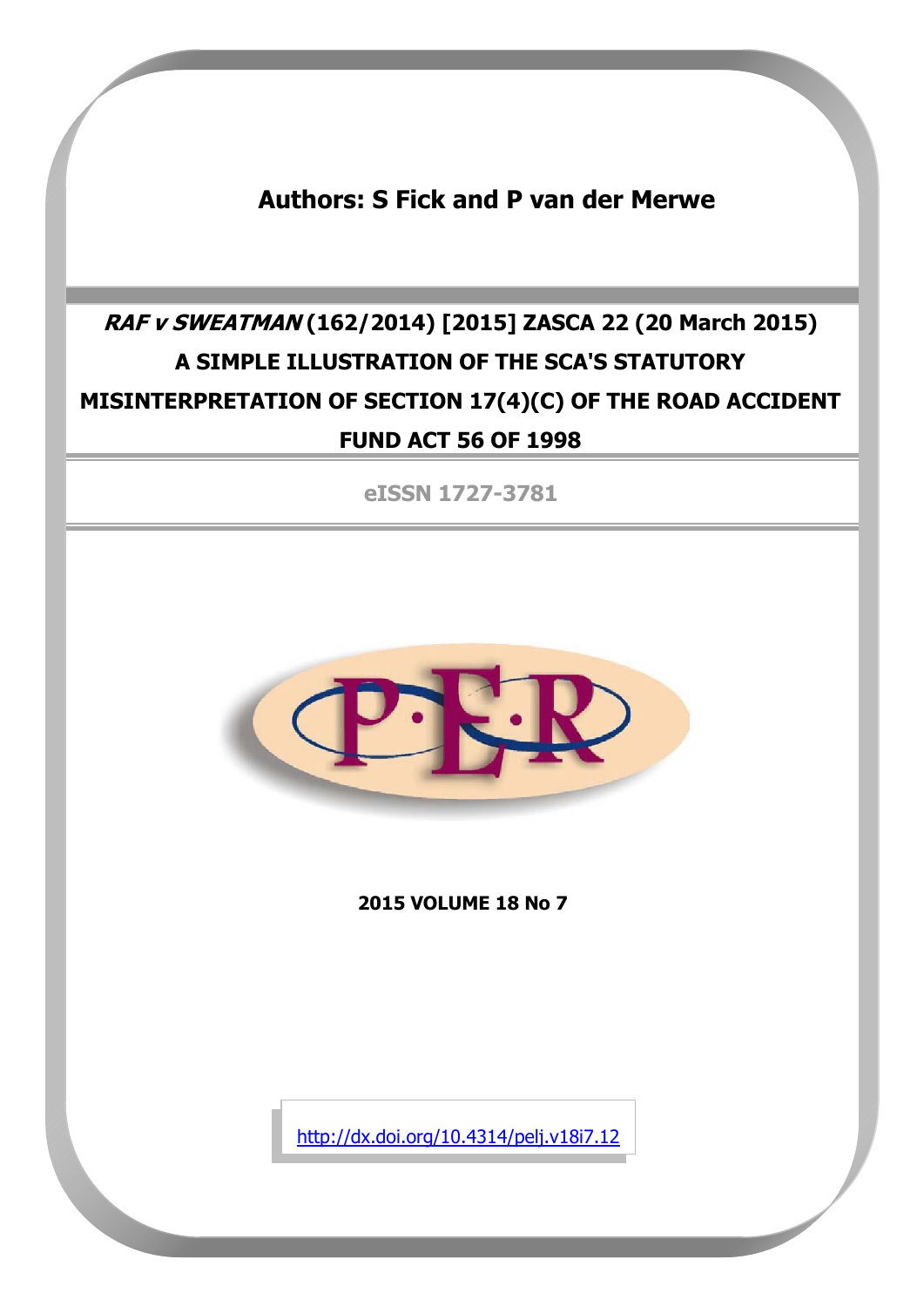**Authors: S Fick and P van der Merwe**

# *RAF v SWEATMAN* (162/2014) [2015] ZASCA 22 (20 March 2015) A SIMPLE ILLUSTRATION OF THE SCA'S STATUTORY MISINTERPRETATION OF SECTION 17(4)(C) OF THE ROAD ACCIDENT FUND ACT 56 OF 1998

**eISSN 1727-3781**

**2015 VOLUME 18 No 7**

http://dx.doi.org/10.4314/pelj.v18i7.12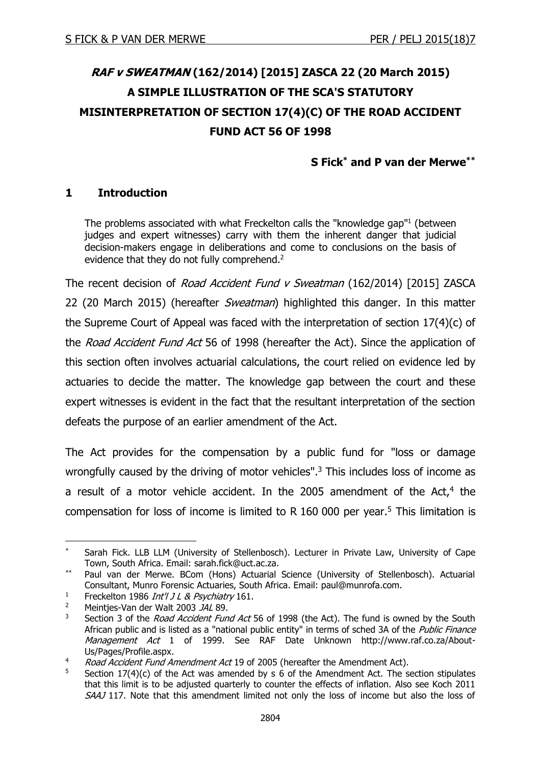# *RAF v SWEATMAN* (162/2014) [2015] ZASCA 22 (20 March 2015) A SIMPLE ILLUSTRATION OF THE SCA'S STATUTORY MISINTERPRETATION OF SECTION 17(4)(C) OF THE ROAD ACCIDENT FUND ACT 56 OF 1998

**S Fick[*] and P van der Merwe[**]**

## 1 Introduction

> The problems associated with what Freckelton calls the "knowledge gap"[1] (between judges and expert witnesses) carry with them the inherent danger that judicial decision-makers engage in deliberations and come to conclusions on the basis of evidence that they do not fully comprehend.[2]

The recent decision of *Road Accident Fund v Sweatman* (162/2014) [2015] ZASCA 22 (20 March 2015) (hereafter *Sweatman*) highlighted this danger. In this matter the Supreme Court of Appeal was faced with the interpretation of section 17(4)(c) of the *Road Accident Fund Act* 56 of 1998 (hereafter the Act). Since the application of this section often involves actuarial calculations, the court relied on evidence led by actuaries to decide the matter. The knowledge gap between the court and these expert witnesses is evident in the fact that the resultant interpretation of the section defeats the purpose of an earlier amendment of the Act.

The Act provides for the compensation by a public fund for "loss or damage wrongfully caused by the driving of motor vehicles".[3] This includes loss of income as a result of a motor vehicle accident. In the 2005 amendment of the Act,[4] the compensation for loss of income is limited to R 160 000 per year.[5] This limitation is

---

[*] Sarah Fick. LLB LLM (University of Stellenbosch). Lecturer in Private Law, University of Cape Town, South Africa. Email: sarah.fick@uct.ac.za.

[**] Paul van der Merwe. BCom (Hons) Actuarial Science (University of Stellenbosch). Actuarial Consultant, Munro Forensic Actuaries, South Africa. Email: paul@munrofa.com.

[1] Freckelton 1986 *Int'l J L & Psychiatry* 161.

[2] Meintjes-Van der Walt 2003 *JAL* 89.

[3] Section 3 of the *Road Accident Fund Act* 56 of 1998 (the Act). The fund is owned by the South African public and is listed as a "national public entity" in terms of sched 3A of the *Public Finance Management Act* 1 of 1999. See RAF Date Unknown http://www.raf.co.za/About-Us/Pages/Profile.aspx.

[4] *Road Accident Fund Amendment Act* 19 of 2005 (hereafter the Amendment Act).

[5] Section 17(4)(c) of the Act was amended by s 6 of the Amendment Act. The section stipulates that this limit is to be adjusted quarterly to counter the effects of inflation. Also see Koch 2011 *SAAJ* 117. Note that this amendment limited not only the loss of income but also the loss of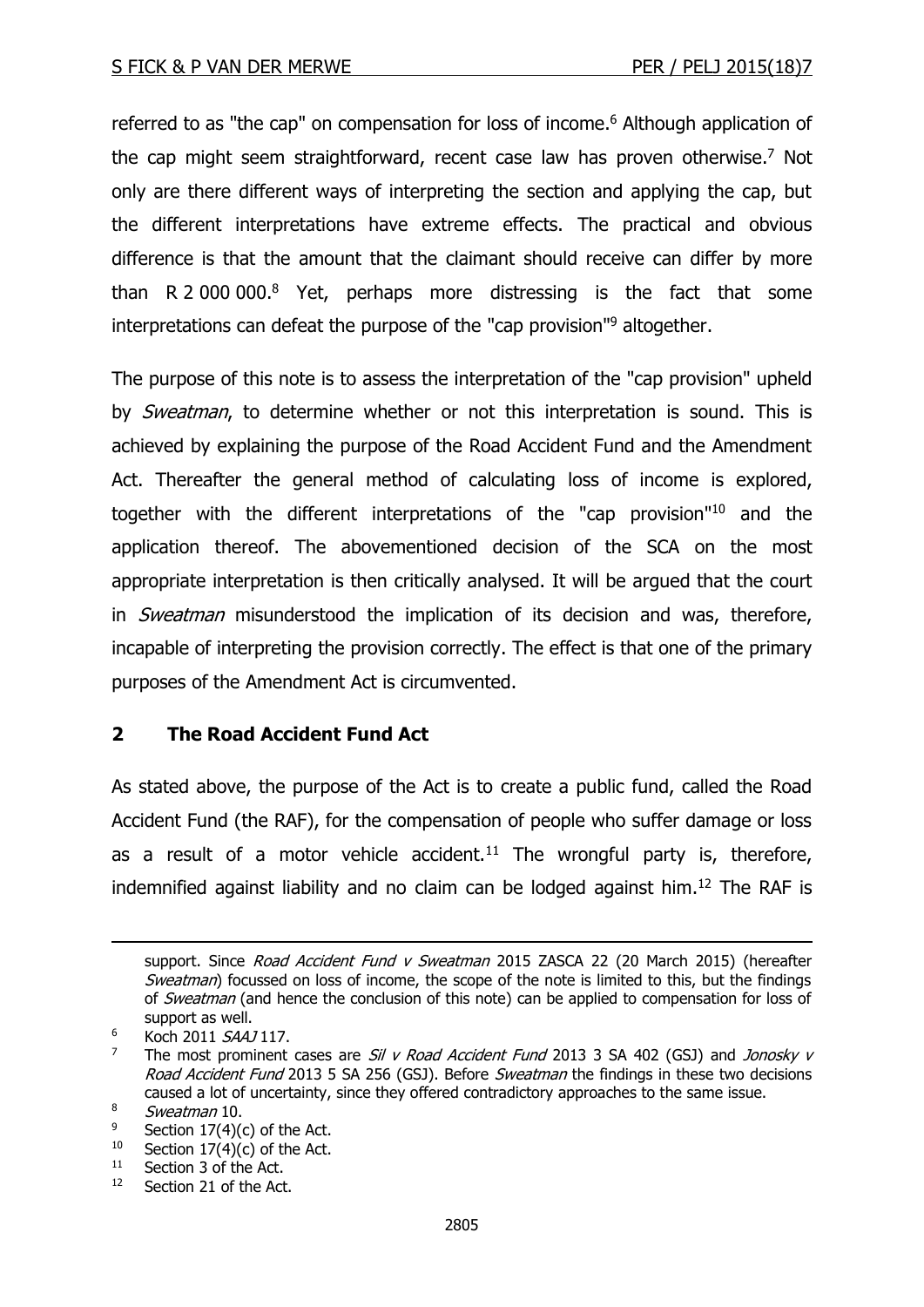referred to as "the cap" on compensation for loss of income.[6] Although application of the cap might seem straightforward, recent case law has proven otherwise.[7] Not only are there different ways of interpreting the section and applying the cap, but the different interpretations have extreme effects. The practical and obvious difference is that the amount that the claimant should receive can differ by more than R 2 000 000.[8] Yet, perhaps more distressing is the fact that some interpretations can defeat the purpose of the "cap provision"[9] altogether.

The purpose of this note is to assess the interpretation of the "cap provision" upheld by *Sweatman*, to determine whether or not this interpretation is sound. This is achieved by explaining the purpose of the Road Accident Fund and the Amendment Act. Thereafter the general method of calculating loss of income is explored, together with the different interpretations of the "cap provision"[10] and the application thereof. The abovementioned decision of the SCA on the most appropriate interpretation is then critically analysed. It will be argued that the court in *Sweatman* misunderstood the implication of its decision and was, therefore, incapable of interpreting the provision correctly. The effect is that one of the primary purposes of the Amendment Act is circumvented.

## 2 The Road Accident Fund Act

As stated above, the purpose of the Act is to create a public fund, called the Road Accident Fund (the RAF), for the compensation of people who suffer damage or loss as a result of a motor vehicle accident.[11] The wrongful party is, therefore, indemnified against liability and no claim can be lodged against him.[12] The RAF is

---

support. Since *Road Accident Fund v Sweatman* 2015 ZASCA 22 (20 March 2015) (hereafter *Sweatman*) focussed on loss of income, the scope of the note is limited to this, but the findings of *Sweatman* (and hence the conclusion of this note) can be applied to compensation for loss of support as well.

[6] Koch 2011 *SAAJ* 117.

[7] The most prominent cases are *Sil v Road Accident Fund* 2013 3 SA 402 (GSJ) and *Jonosky v Road Accident Fund* 2013 5 SA 256 (GSJ). Before *Sweatman* the findings in these two decisions caused a lot of uncertainty, since they offered contradictory approaches to the same issue.

[8] *Sweatman* 10.

[9] Section 17(4)(c) of the Act.

[10] Section 17(4)(c) of the Act.

[11] Section 3 of the Act.

[12] Section 21 of the Act.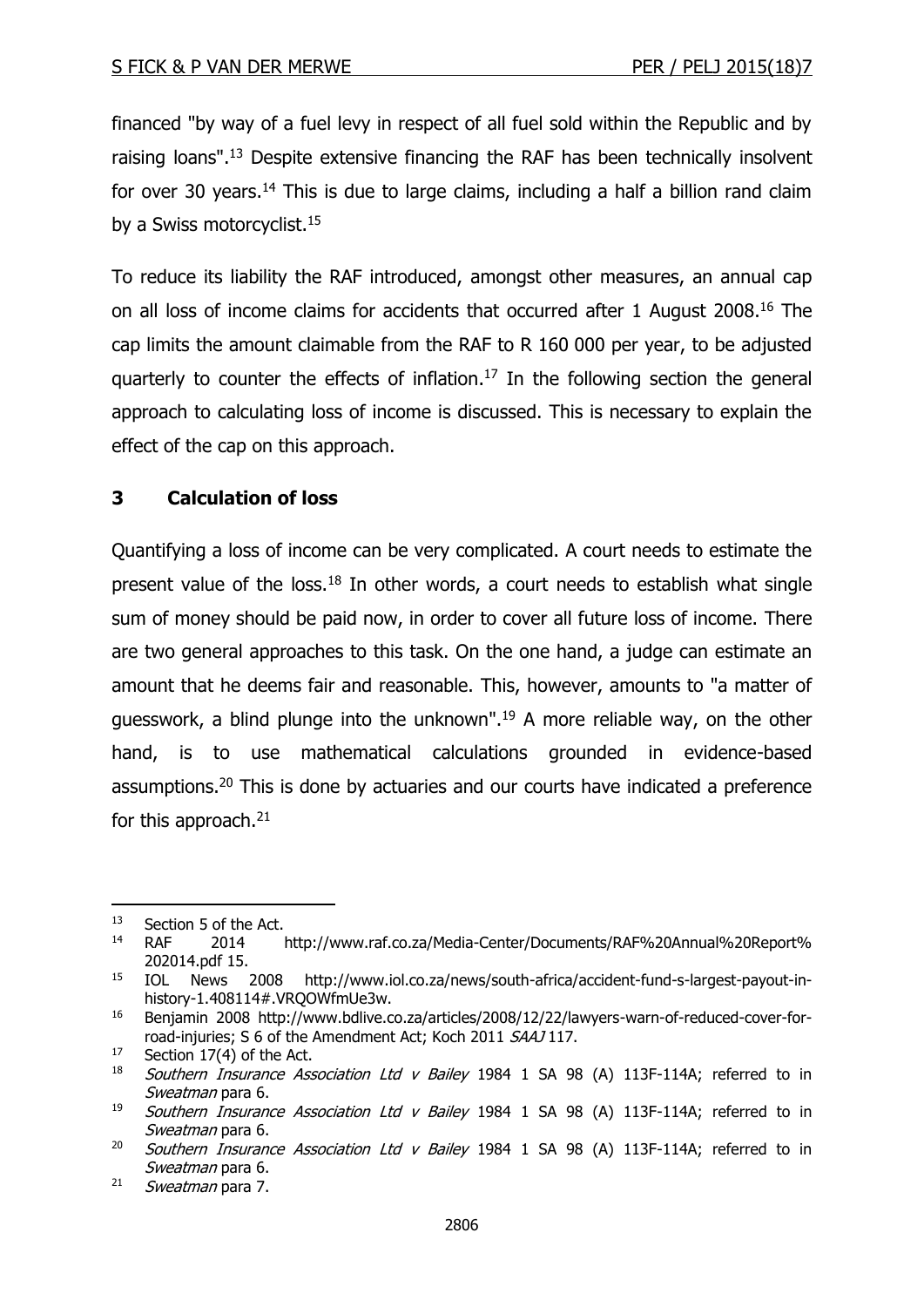financed "by way of a fuel levy in respect of all fuel sold within the Republic and by raising loans".[13] Despite extensive financing the RAF has been technically insolvent for over 30 years.[14] This is due to large claims, including a half a billion rand claim by a Swiss motorcyclist.[15]

To reduce its liability the RAF introduced, amongst other measures, an annual cap on all loss of income claims for accidents that occurred after 1 August 2008.[16] The cap limits the amount claimable from the RAF to R 160 000 per year, to be adjusted quarterly to counter the effects of inflation.[17] In the following section the general approach to calculating loss of income is discussed. This is necessary to explain the effect of the cap on this approach.

## 3 Calculation of loss

Quantifying a loss of income can be very complicated. A court needs to estimate the present value of the loss.[18] In other words, a court needs to establish what single sum of money should be paid now, in order to cover all future loss of income. There are two general approaches to this task. On the one hand, a judge can estimate an amount that he deems fair and reasonable. This, however, amounts to "a matter of guesswork, a blind plunge into the unknown".[19] A more reliable way, on the other hand, is to use mathematical calculations grounded in evidence-based assumptions.[20] This is done by actuaries and our courts have indicated a preference for this approach.[21]

---

[13] Section 5 of the Act.

[14] RAF 2014 http://www.raf.co.za/Media-Center/Documents/RAF%20Annual%20Report%202014.pdf 15.

[15] IOL News 2008 http://www.iol.co.za/news/south-africa/accident-fund-s-largest-payout-in-history-1.408114#.VRQOWfmUe3w.

[16] Benjamin 2008 http://www.bdlive.co.za/articles/2008/12/22/lawyers-warn-of-reduced-cover-for-road-injuries; S 6 of the Amendment Act; Koch 2011 *SAAJ* 117.

[17] Section 17(4) of the Act.

[18] *Southern Insurance Association Ltd v Bailey* 1984 1 SA 98 (A) 113F-114A; referred to in *Sweatman* para 6.

[19] *Southern Insurance Association Ltd v Bailey* 1984 1 SA 98 (A) 113F-114A; referred to in *Sweatman* para 6.

[20] *Southern Insurance Association Ltd v Bailey* 1984 1 SA 98 (A) 113F-114A; referred to in *Sweatman* para 6.

[21] *Sweatman* para 7.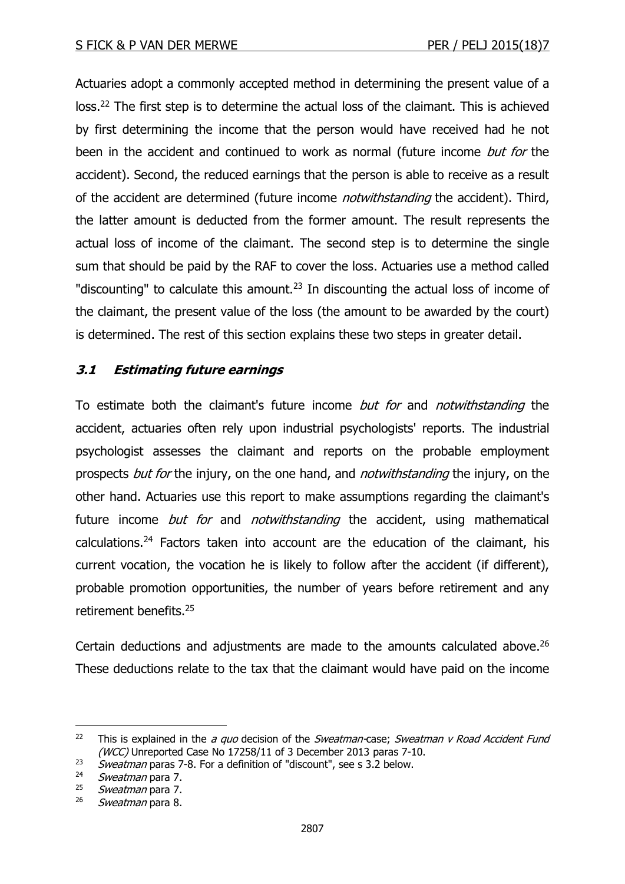Actuaries adopt a commonly accepted method in determining the present value of a loss.[22] The first step is to determine the actual loss of the claimant. This is achieved by first determining the income that the person would have received had he not been in the accident and continued to work as normal (future income *but for* the accident). Second, the reduced earnings that the person is able to receive as a result of the accident are determined (future income *notwithstanding* the accident). Third, the latter amount is deducted from the former amount. The result represents the actual loss of income of the claimant. The second step is to determine the single sum that should be paid by the RAF to cover the loss. Actuaries use a method called "discounting" to calculate this amount.[23] In discounting the actual loss of income of the claimant, the present value of the loss (the amount to be awarded by the court) is determined. The rest of this section explains these two steps in greater detail.

### *3.1 Estimating future earnings*

To estimate both the claimant's future income *but for* and *notwithstanding* the accident, actuaries often rely upon industrial psychologists' reports. The industrial psychologist assesses the claimant and reports on the probable employment prospects *but for* the injury, on the one hand, and *notwithstanding* the injury, on the other hand. Actuaries use this report to make assumptions regarding the claimant's future income *but for* and *notwithstanding* the accident, using mathematical calculations.[24] Factors taken into account are the education of the claimant, his current vocation, the vocation he is likely to follow after the accident (if different), probable promotion opportunities, the number of years before retirement and any retirement benefits.[25]

Certain deductions and adjustments are made to the amounts calculated above.[26] These deductions relate to the tax that the claimant would have paid on the income

---

[22] This is explained in the *a quo* decision of the *Sweatman*-case; *Sweatman v Road Accident Fund (WCC)* Unreported Case No 17258/11 of 3 December 2013 paras 7-10.

[23] *Sweatman* paras 7-8. For a definition of "discount", see s 3.2 below.

[24] *Sweatman* para 7.

[25] *Sweatman* para 7.

[26] *Sweatman* para 8.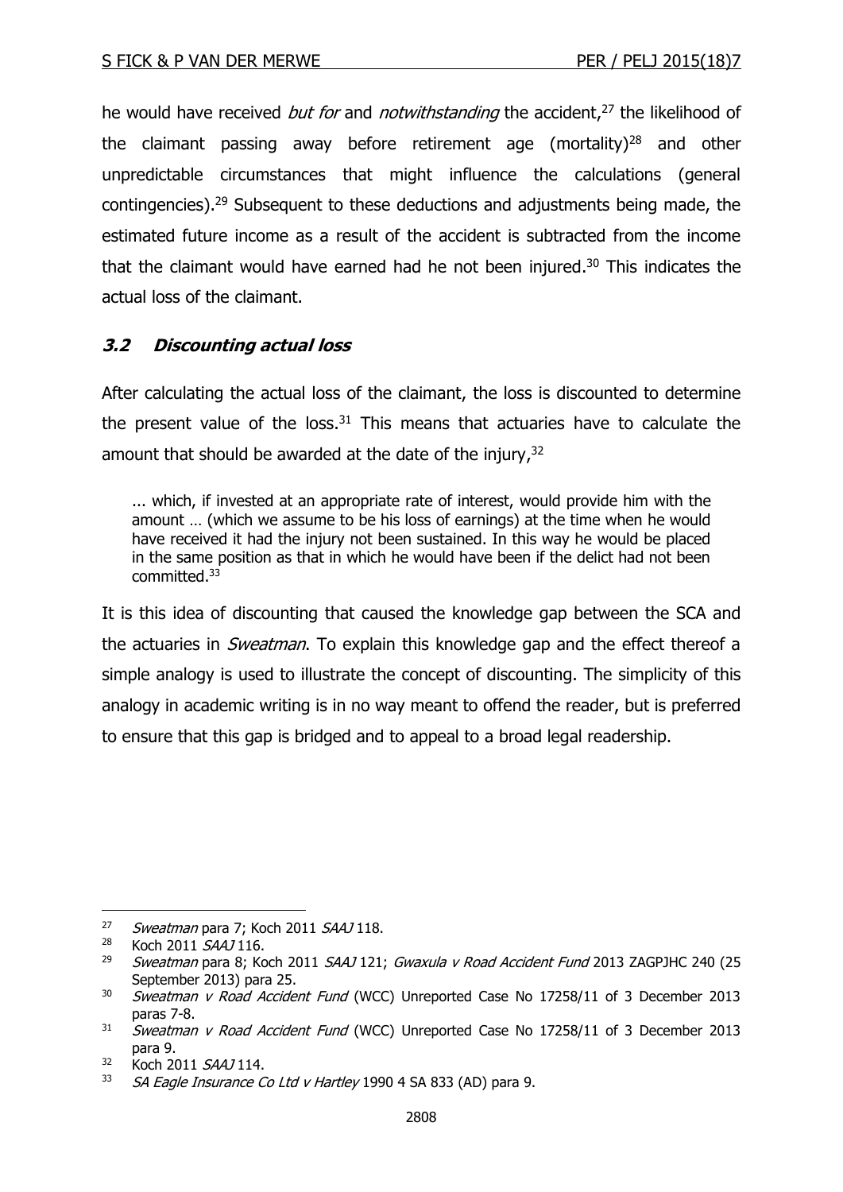he would have received *but for* and *notwithstanding* the accident,[27] the likelihood of the claimant passing away before retirement age (mortality)[28] and other unpredictable circumstances that might influence the calculations (general contingencies).[29] Subsequent to these deductions and adjustments being made, the estimated future income as a result of the accident is subtracted from the income that the claimant would have earned had he not been injured.[30] This indicates the actual loss of the claimant.

### *3.2 Discounting actual loss*

After calculating the actual loss of the claimant, the loss is discounted to determine the present value of the loss.[31] This means that actuaries have to calculate the amount that should be awarded at the date of the injury,[32]

> ... which, if invested at an appropriate rate of interest, would provide him with the amount … (which we assume to be his loss of earnings) at the time when he would have received it had the injury not been sustained. In this way he would be placed in the same position as that in which he would have been if the delict had not been committed.[33]

It is this idea of discounting that caused the knowledge gap between the SCA and the actuaries in *Sweatman*. To explain this knowledge gap and the effect thereof a simple analogy is used to illustrate the concept of discounting. The simplicity of this analogy in academic writing is in no way meant to offend the reader, but is preferred to ensure that this gap is bridged and to appeal to a broad legal readership.

---

[27] *Sweatman* para 7; Koch 2011 *SAAJ* 118.

[28] Koch 2011 *SAAJ* 116.

[29] *Sweatman* para 8; Koch 2011 *SAAJ* 121; *Gwaxula v Road Accident Fund* 2013 ZAGPJHC 240 (25 September 2013) para 25.

[30] *Sweatman v Road Accident Fund* (WCC) Unreported Case No 17258/11 of 3 December 2013 paras 7-8.

[31] *Sweatman v Road Accident Fund* (WCC) Unreported Case No 17258/11 of 3 December 2013 para 9.

[32] Koch 2011 *SAAJ* 114.

[33] *SA Eagle Insurance Co Ltd v Hartley* 1990 4 SA 833 (AD) para 9.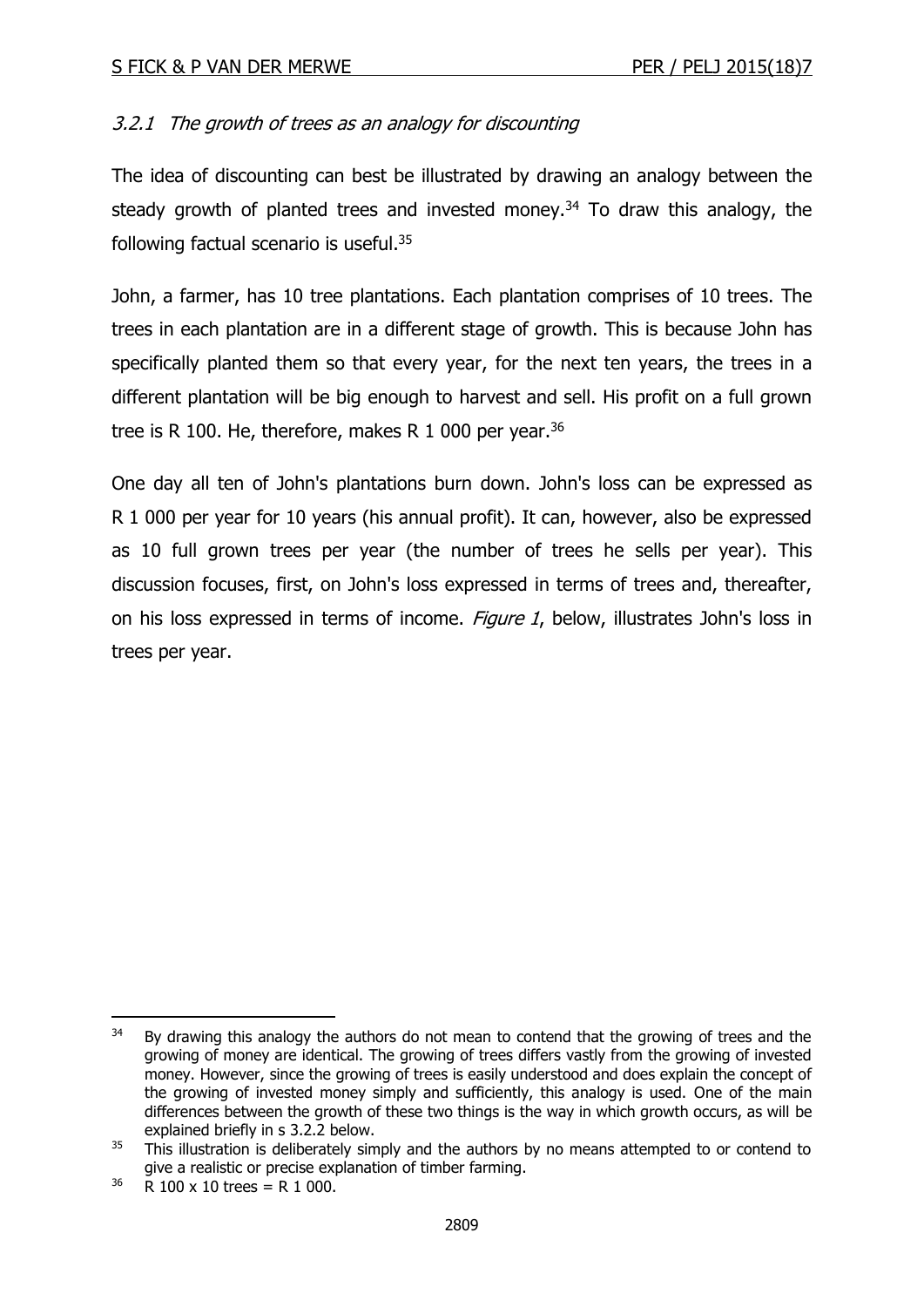### *3.2.1 The growth of trees as an analogy for discounting*

The idea of discounting can best be illustrated by drawing an analogy between the steady growth of planted trees and invested money.[34] To draw this analogy, the following factual scenario is useful.[35]

John, a farmer, has 10 tree plantations. Each plantation comprises of 10 trees. The trees in each plantation are in a different stage of growth. This is because John has specifically planted them so that every year, for the next ten years, the trees in a different plantation will be big enough to harvest and sell. His profit on a full grown tree is R 100. He, therefore, makes R 1 000 per year.[36]

One day all ten of John's plantations burn down. John's loss can be expressed as R 1 000 per year for 10 years (his annual profit). It can, however, also be expressed as 10 full grown trees per year (the number of trees he sells per year). This discussion focuses, first, on John's loss expressed in terms of trees and, thereafter, on his loss expressed in terms of income. *Figure 1*, below, illustrates John's loss in trees per year.

---

[34] By drawing this analogy the authors do not mean to contend that the growing of trees and the growing of money are identical. The growing of trees differs vastly from the growing of invested money. However, since the growing of trees is easily understood and does explain the concept of the growing of invested money simply and sufficiently, this analogy is used. One of the main differences between the growth of these two things is the way in which growth occurs, as will be explained briefly in s 3.2.2 below.

[35] This illustration is deliberately simply and the authors by no means attempted to or contend to give a realistic or precise explanation of timber farming.

[36] R 100 x 10 trees = R 1 000.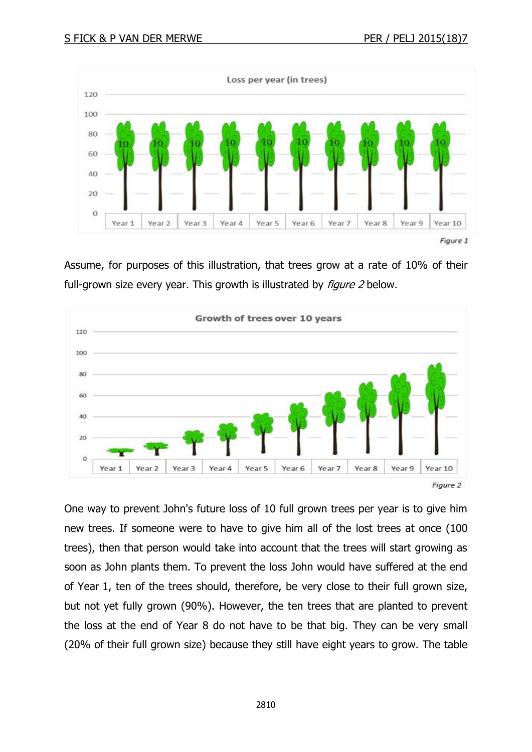Loss per year (in trees)

120
100
80
60
40
20
0

10 10 10 10 10 10 10 10 10 10

Year 1 Year 2 Year 3 Year 4 Year 5 Year 6 Year 7 Year 8 Year 9 Year 10

*Figure 1*

Assume, for purposes of this illustration, that trees grow at a rate of 10% of their full-grown size every year. This growth is illustrated by *figure 2* below.

Growth of trees over 10 years

120
100
80
60
40
20
0

Year 1 Year 2 Year 3 Year 4 Year 5 Year 6 Year 7 Year 8 Year 9 Year 10

*Figure 2*

One way to prevent John's future loss of 10 full grown trees per year is to give him new trees. If someone were to have to give him all of the lost trees at once (100 trees), then that person would take into account that the trees will start growing as soon as John plants them. To prevent the loss John would have suffered at the end of Year 1, ten of the trees should, therefore, be very close to their full grown size, but not yet fully grown (90%). However, the ten trees that are planted to prevent the loss at the end of Year 8 do not have to be that big. They can be very small (20% of their full grown size) because they still have eight years to grow. The table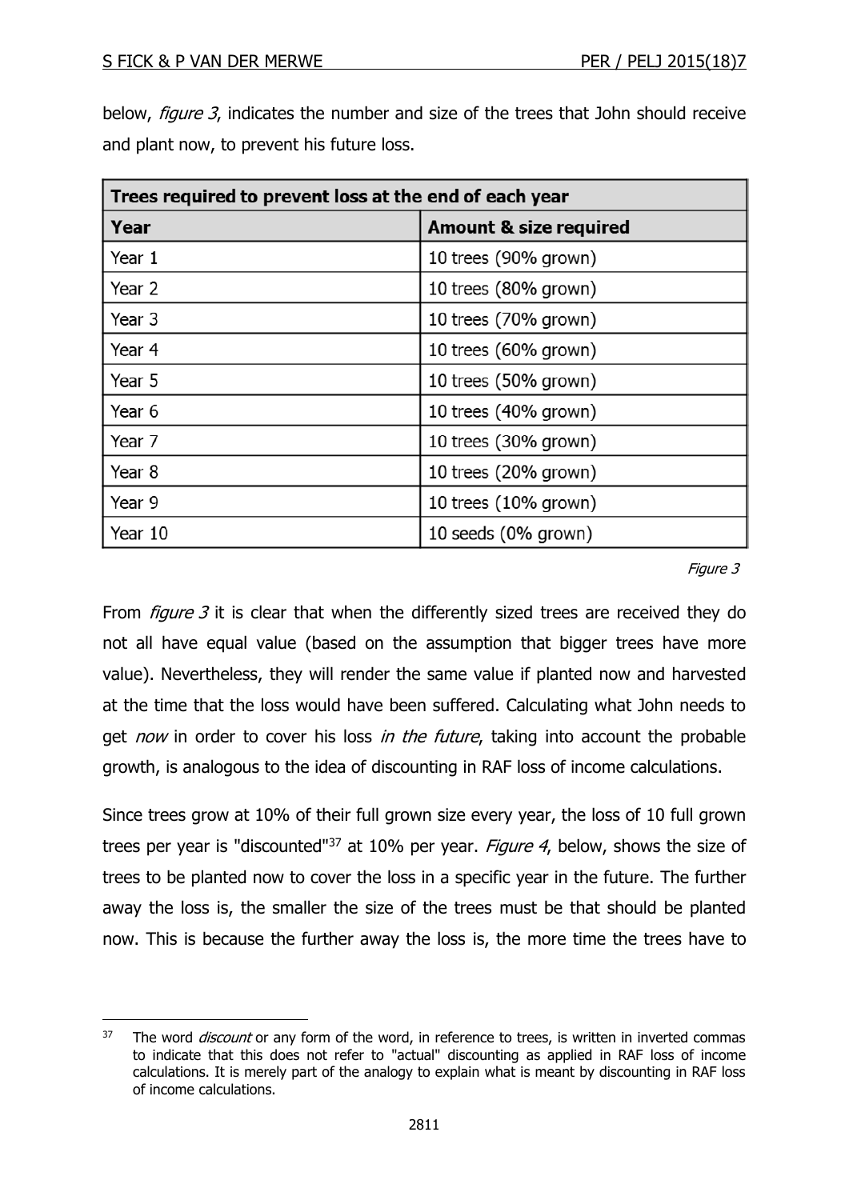below, *figure 3*, indicates the number and size of the trees that John should receive and plant now, to prevent his future loss.

| Trees required to prevent loss at the end of each year | |
|---|---|
| **Year** | **Amount & size required** |
| Year 1 | 10 trees (90% grown) |
| Year 2 | 10 trees (80% grown) |
| Year 3 | 10 trees (70% grown) |
| Year 4 | 10 trees (60% grown) |
| Year 5 | 10 trees (50% grown) |
| Year 6 | 10 trees (40% grown) |
| Year 7 | 10 trees (30% grown) |
| Year 8 | 10 trees (20% grown) |
| Year 9 | 10 trees (10% grown) |
| Year 10 | 10 seeds (0% grown) |

*Figure 3*

From *figure 3* it is clear that when the differently sized trees are received they do not all have equal value (based on the assumption that bigger trees have more value). Nevertheless, they will render the same value if planted now and harvested at the time that the loss would have been suffered. Calculating what John needs to get *now* in order to cover his loss *in the future*, taking into account the probable growth, is analogous to the idea of discounting in RAF loss of income calculations.

Since trees grow at 10% of their full grown size every year, the loss of 10 full grown trees per year is "discounted"[37] at 10% per year. *Figure 4*, below, shows the size of trees to be planted now to cover the loss in a specific year in the future. The further away the loss is, the smaller the size of the trees must be that should be planted now. This is because the further away the loss is, the more time the trees have to

[37] The word *discount* or any form of the word, in reference to trees, is written in inverted commas to indicate that this does not refer to "actual" discounting as applied in RAF loss of income calculations. It is merely part of the analogy to explain what is meant by discounting in RAF loss of income calculations.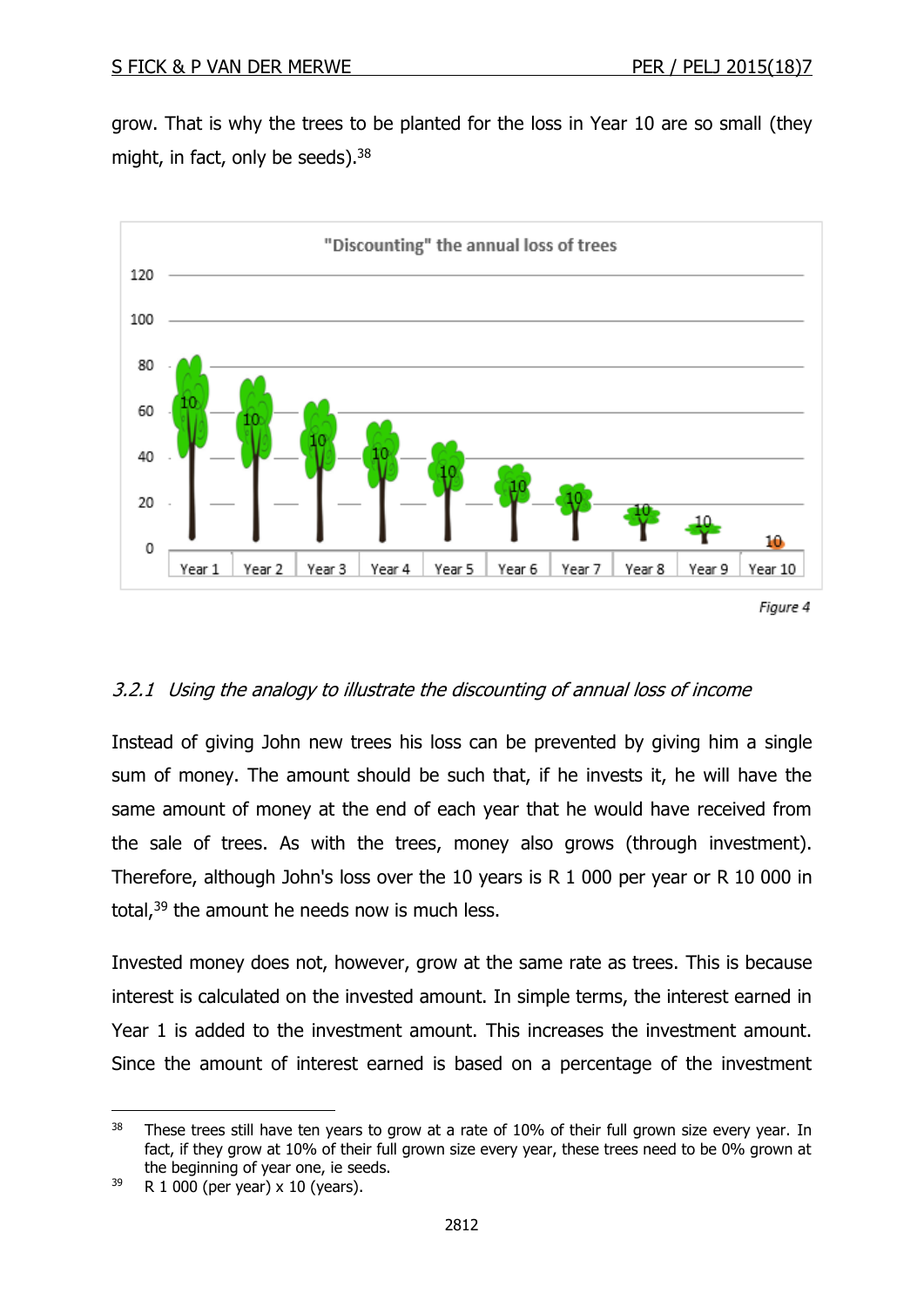grow. That is why the trees to be planted for the loss in Year 10 are so small (they might, in fact, only be seeds).[38]

"Discounting" the annual loss of trees

120
100
80
60
40
20
0

10 10 10 10 10 10 10 10 10 10

Year 1 Year 2 Year 3 Year 4 Year 5 Year 6 Year 7 Year 8 Year 9 Year 10

*Figure 4*

### *3.2.1 Using the analogy to illustrate the discounting of annual loss of income*

Instead of giving John new trees his loss can be prevented by giving him a single sum of money. The amount should be such that, if he invests it, he will have the same amount of money at the end of each year that he would have received from the sale of trees. As with the trees, money also grows (through investment). Therefore, although John's loss over the 10 years is R 1 000 per year or R 10 000 in total,[39] the amount he needs now is much less.

Invested money does not, however, grow at the same rate as trees. This is because interest is calculated on the invested amount. In simple terms, the interest earned in Year 1 is added to the investment amount. This increases the investment amount. Since the amount of interest earned is based on a percentage of the investment

---

[38] These trees still have ten years to grow at a rate of 10% of their full grown size every year. In fact, if they grow at 10% of their full grown size every year, these trees need to be 0% grown at the beginning of year one, ie seeds.

[39] R 1 000 (per year) x 10 (years).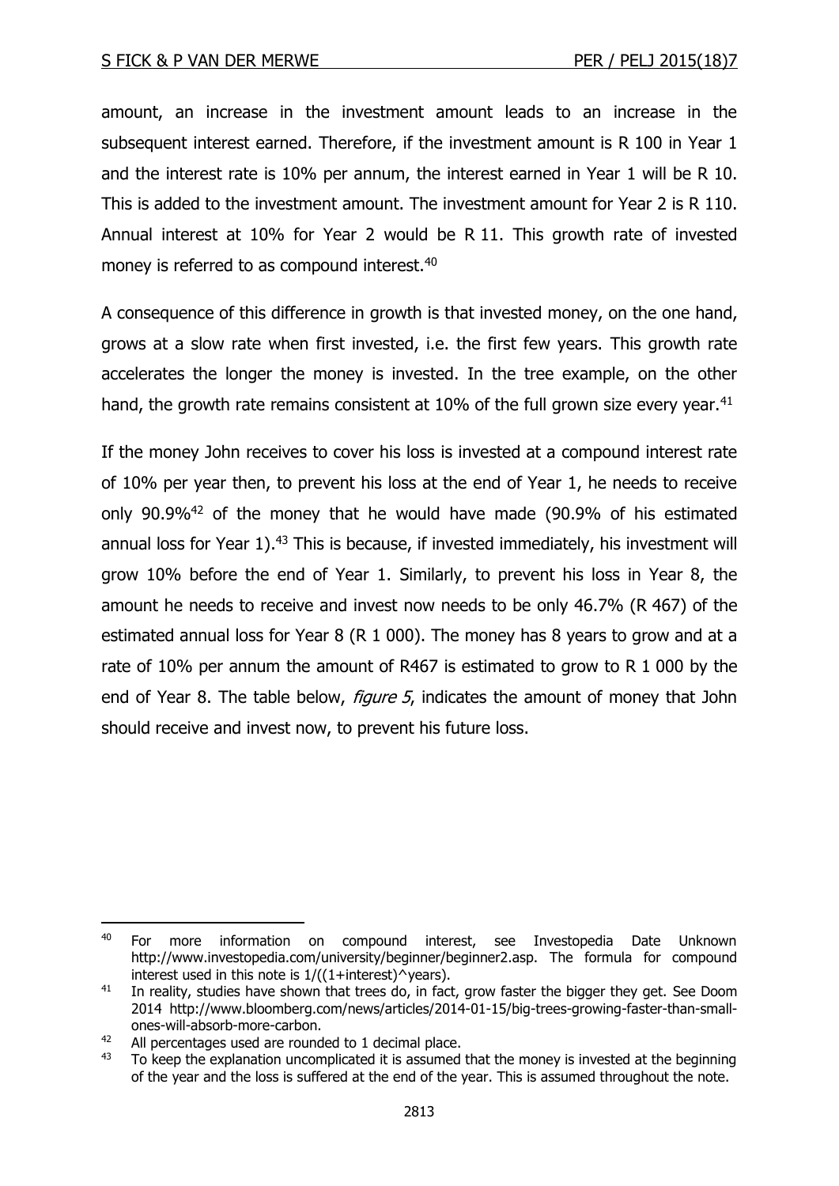amount, an increase in the investment amount leads to an increase in the subsequent interest earned. Therefore, if the investment amount is R 100 in Year 1 and the interest rate is 10% per annum, the interest earned in Year 1 will be R 10. This is added to the investment amount. The investment amount for Year 2 is R 110. Annual interest at 10% for Year 2 would be R 11. This growth rate of invested money is referred to as compound interest.[40]

A consequence of this difference in growth is that invested money, on the one hand, grows at a slow rate when first invested, i.e. the first few years. This growth rate accelerates the longer the money is invested. In the tree example, on the other hand, the growth rate remains consistent at 10% of the full grown size every year.[41]

If the money John receives to cover his loss is invested at a compound interest rate of 10% per year then, to prevent his loss at the end of Year 1, he needs to receive only 90.9%[42] of the money that he would have made (90.9% of his estimated annual loss for Year 1).[43] This is because, if invested immediately, his investment will grow 10% before the end of Year 1. Similarly, to prevent his loss in Year 8, the amount he needs to receive and invest now needs to be only 46.7% (R 467) of the estimated annual loss for Year 8 (R 1 000). The money has 8 years to grow and at a rate of 10% per annum the amount of R467 is estimated to grow to R 1 000 by the end of Year 8. The table below, *figure 5*, indicates the amount of money that John should receive and invest now, to prevent his future loss.

---

[40] For more information on compound interest, see Investopedia Date Unknown http://www.investopedia.com/university/beginner/beginner2.asp. The formula for compound interest used in this note is 1/((1+interest)^years).

[41] In reality, studies have shown that trees do, in fact, grow faster the bigger they get. See Doom 2014 http://www.bloomberg.com/news/articles/2014-01-15/big-trees-growing-faster-than-small-ones-will-absorb-more-carbon.

[42] All percentages used are rounded to 1 decimal place.

[43] To keep the explanation uncomplicated it is assumed that the money is invested at the beginning of the year and the loss is suffered at the end of the year. This is assumed throughout the note.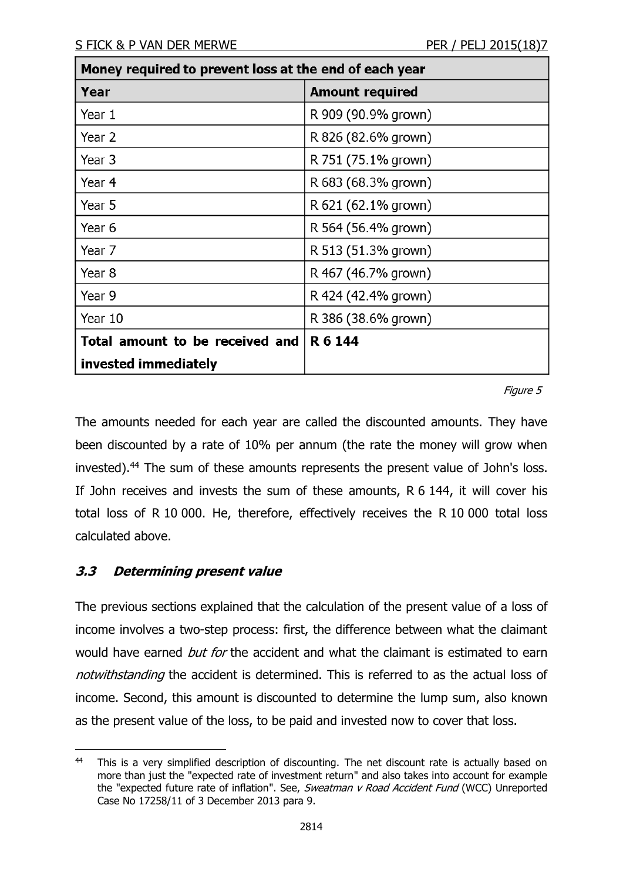| Money required to prevent loss at the end of each year | |
|---|---|
| **Year** | **Amount required** |
| Year 1 | R 909 (90.9% grown) |
| Year 2 | R 826 (82.6% grown) |
| Year 3 | R 751 (75.1% grown) |
| Year 4 | R 683 (68.3% grown) |
| Year 5 | R 621 (62.1% grown) |
| Year 6 | R 564 (56.4% grown) |
| Year 7 | R 513 (51.3% grown) |
| Year 8 | R 467 (46.7% grown) |
| Year 9 | R 424 (42.4% grown) |
| Year 10 | R 386 (38.6% grown) |
| **Total amount to be received and invested immediately** | **R 6 144** |

*Figure 5*

The amounts needed for each year are called the discounted amounts. They have been discounted by a rate of 10% per annum (the rate the money will grow when invested).[44] The sum of these amounts represents the present value of John's loss. If John receives and invests the sum of these amounts, R 6 144, it will cover his total loss of R 10 000. He, therefore, effectively receives the R 10 000 total loss calculated above.

### *3.3 Determining present value*

The previous sections explained that the calculation of the present value of a loss of income involves a two-step process: first, the difference between what the claimant would have earned *but for* the accident and what the claimant is estimated to earn *notwithstanding* the accident is determined. This is referred to as the actual loss of income. Second, this amount is discounted to determine the lump sum, also known as the present value of the loss, to be paid and invested now to cover that loss.

---

[44] This is a very simplified description of discounting. The net discount rate is actually based on more than just the "expected rate of investment return" and also takes into account for example the "expected future rate of inflation". See, *Sweatman v Road Accident Fund* (WCC) Unreported Case No 17258/11 of 3 December 2013 para 9.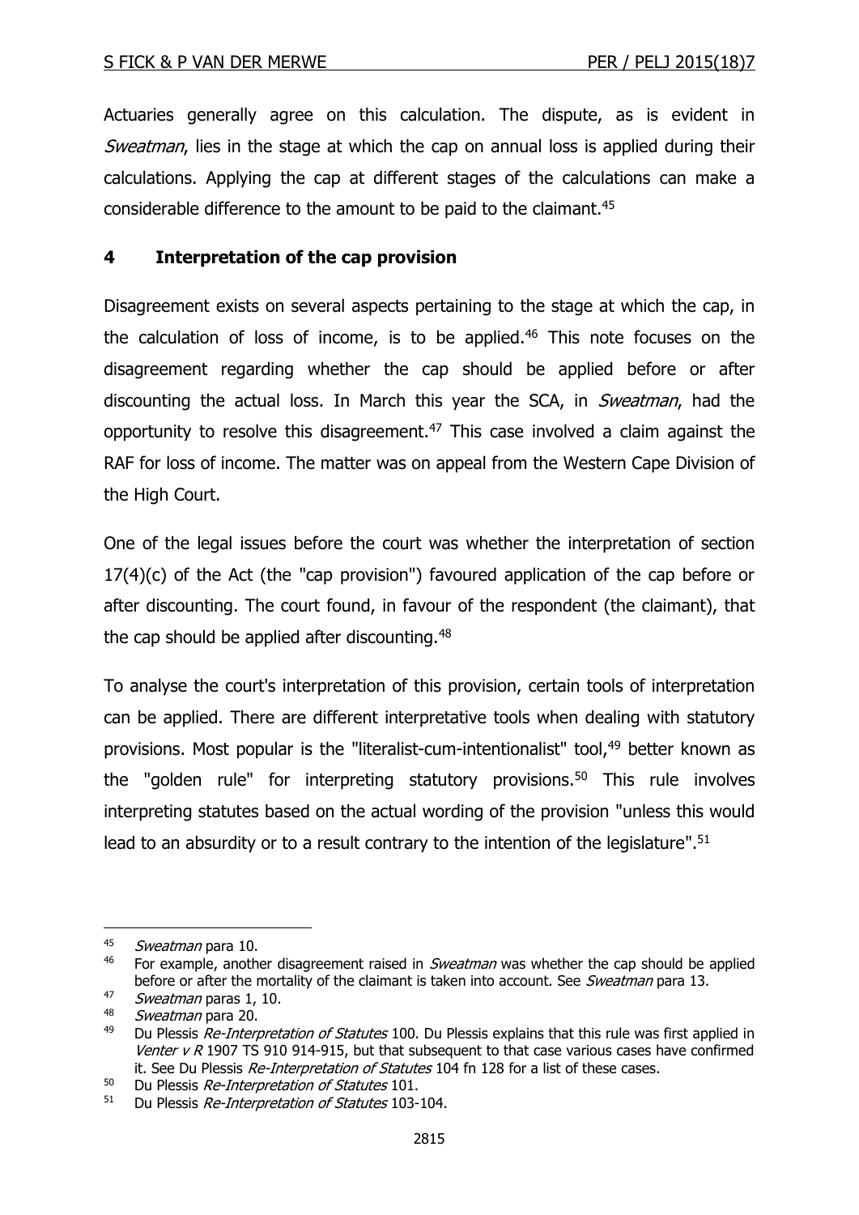Actuaries generally agree on this calculation. The dispute, as is evident in *Sweatman*, lies in the stage at which the cap on annual loss is applied during their calculations. Applying the cap at different stages of the calculations can make a considerable difference to the amount to be paid to the claimant.[45]

## 4 Interpretation of the cap provision

Disagreement exists on several aspects pertaining to the stage at which the cap, in the calculation of loss of income, is to be applied.[46] This note focuses on the disagreement regarding whether the cap should be applied before or after discounting the actual loss. In March this year the SCA, in *Sweatman*, had the opportunity to resolve this disagreement.[47] This case involved a claim against the RAF for loss of income. The matter was on appeal from the Western Cape Division of the High Court.

One of the legal issues before the court was whether the interpretation of section 17(4)(c) of the Act (the "cap provision") favoured application of the cap before or after discounting. The court found, in favour of the respondent (the claimant), that the cap should be applied after discounting.[48]

To analyse the court's interpretation of this provision, certain tools of interpretation can be applied. There are different interpretative tools when dealing with statutory provisions. Most popular is the "literalist-cum-intentionalist" tool,[49] better known as the "golden rule" for interpreting statutory provisions.[50] This rule involves interpreting statutes based on the actual wording of the provision "unless this would lead to an absurdity or to a result contrary to the intention of the legislature".[51]

---

[45] *Sweatman* para 10.

[46] For example, another disagreement raised in *Sweatman* was whether the cap should be applied before or after the mortality of the claimant is taken into account. See *Sweatman* para 13.

[47] *Sweatman* paras 1, 10.

[48] *Sweatman* para 20.

[49] Du Plessis *Re-Interpretation of Statutes* 100. Du Plessis explains that this rule was first applied in *Venter v R* 1907 TS 910 914-915, but that subsequent to that case various cases have confirmed it. See Du Plessis *Re-Interpretation of Statutes* 104 fn 128 for a list of these cases.

[50] Du Plessis *Re-Interpretation of Statutes* 101.

[51] Du Plessis *Re-Interpretation of Statutes* 103-104.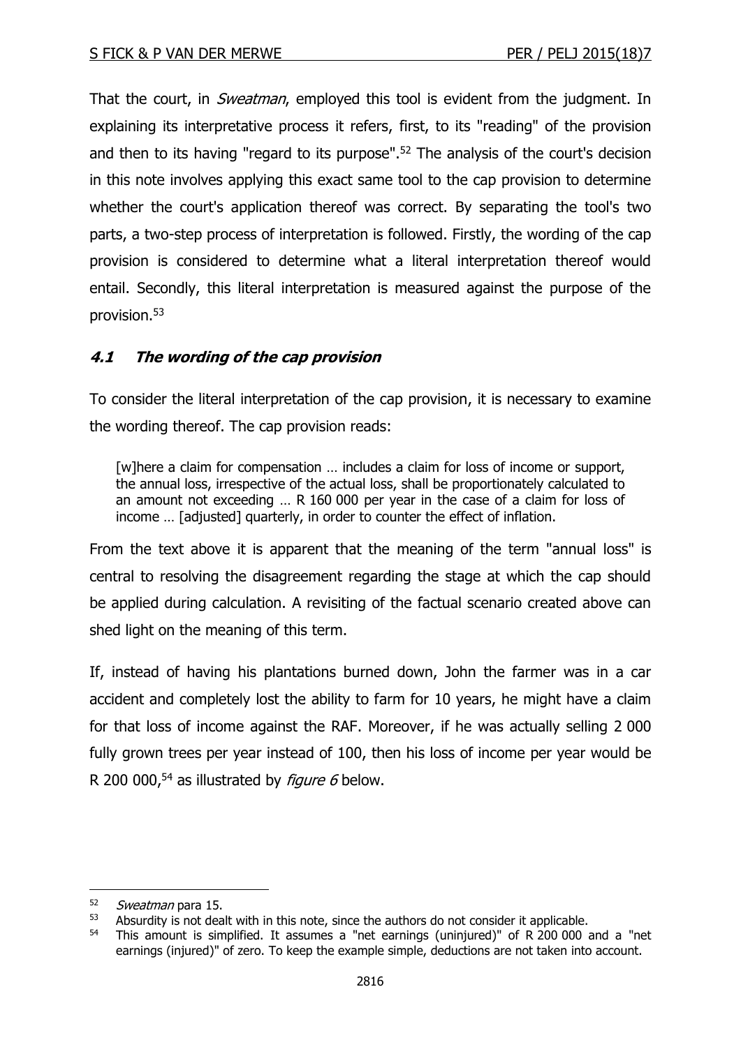That the court, in *Sweatman*, employed this tool is evident from the judgment. In explaining its interpretative process it refers, first, to its "reading" of the provision and then to its having "regard to its purpose".[52] The analysis of the court's decision in this note involves applying this exact same tool to the cap provision to determine whether the court's application thereof was correct. By separating the tool's two parts, a two-step process of interpretation is followed. Firstly, the wording of the cap provision is considered to determine what a literal interpretation thereof would entail. Secondly, this literal interpretation is measured against the purpose of the provision.[53]

### ***4.1 The wording of the cap provision***

To consider the literal interpretation of the cap provision, it is necessary to examine the wording thereof. The cap provision reads:

> [w]here a claim for compensation … includes a claim for loss of income or support, the annual loss, irrespective of the actual loss, shall be proportionately calculated to an amount not exceeding … R 160 000 per year in the case of a claim for loss of income … [adjusted] quarterly, in order to counter the effect of inflation.

From the text above it is apparent that the meaning of the term "annual loss" is central to resolving the disagreement regarding the stage at which the cap should be applied during calculation. A revisiting of the factual scenario created above can shed light on the meaning of this term.

If, instead of having his plantations burned down, John the farmer was in a car accident and completely lost the ability to farm for 10 years, he might have a claim for that loss of income against the RAF. Moreover, if he was actually selling 2 000 fully grown trees per year instead of 100, then his loss of income per year would be R 200 000,[54] as illustrated by *figure 6* below.

---

[52] *Sweatman* para 15.

[53] Absurdity is not dealt with in this note, since the authors do not consider it applicable.

[54] This amount is simplified. It assumes a "net earnings (uninjured)" of R 200 000 and a "net earnings (injured)" of zero. To keep the example simple, deductions are not taken into account.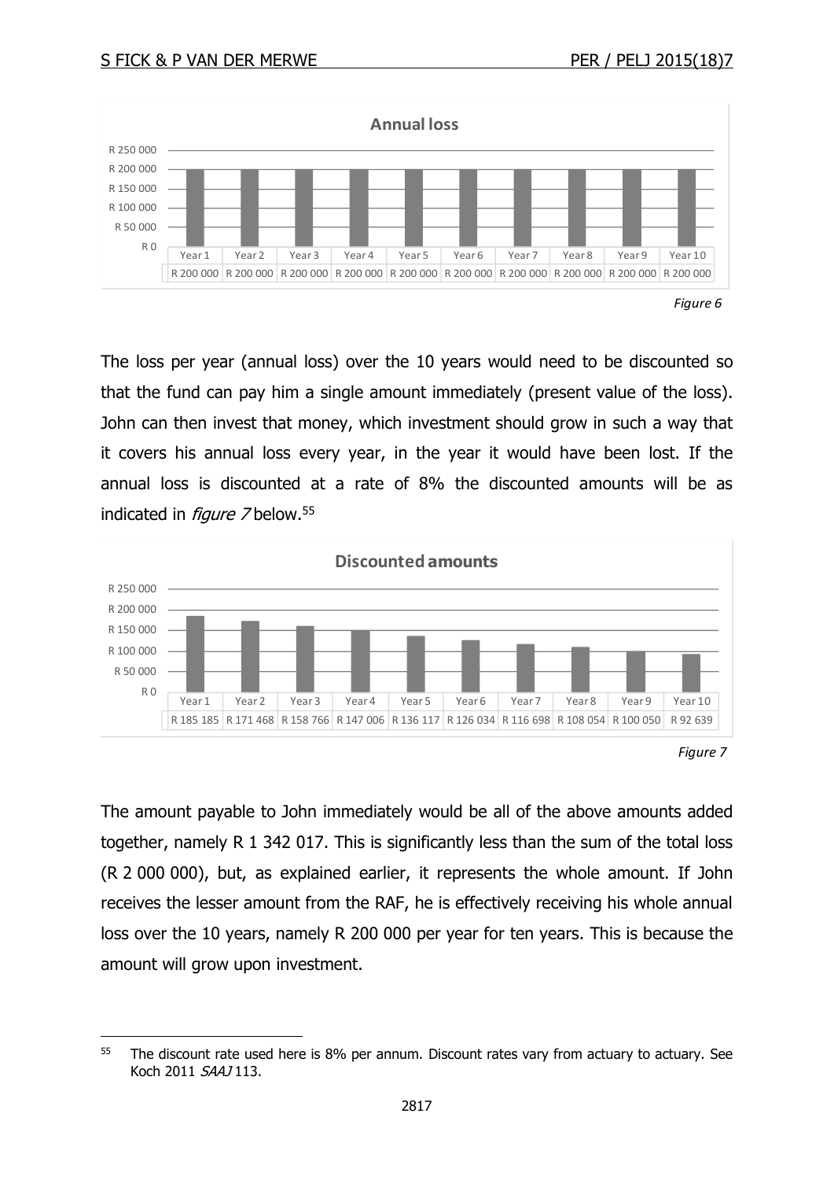Annual loss

R 250 000
R 200 000
R 150 000
R 100 000
R 50 000
R 0

Year 1 Year 2 Year 3 Year 4 Year 5 Year 6 Year 7 Year 8 Year 9 Year 10

R 200 000 R 200 000 R 200 000 R 200 000 R 200 000 R 200 000 R 200 000 R 200 000 R 200 000 R 200 000

*Figure 6*

The loss per year (annual loss) over the 10 years would need to be discounted so that the fund can pay him a single amount immediately (present value of the loss). John can then invest that money, which investment should grow in such a way that it covers his annual loss every year, in the year it would have been lost. If the annual loss is discounted at a rate of 8% the discounted amounts will be as indicated in *figure 7* below.[55]

Discounted amounts

R 250 000
R 200 000
R 150 000
R 100 000
R 50 000
R 0

Year 1 Year 2 Year 3 Year 4 Year 5 Year 6 Year 7 Year 8 Year 9 Year 10

R 185 185 R 171 468 R 158 766 R 147 006 R 136 117 R 126 034 R 116 698 R 108 054 R 100 050 R 92 639

*Figure 7*

The amount payable to John immediately would be all of the above amounts added together, namely R 1 342 017. This is significantly less than the sum of the total loss (R 2 000 000), but, as explained earlier, it represents the whole amount. If John receives the lesser amount from the RAF, he is effectively receiving his whole annual loss over the 10 years, namely R 200 000 per year for ten years. This is because the amount will grow upon investment.

---

[55] The discount rate used here is 8% per annum. Discount rates vary from actuary to actuary. See Koch 2011 *SAAJ* 113.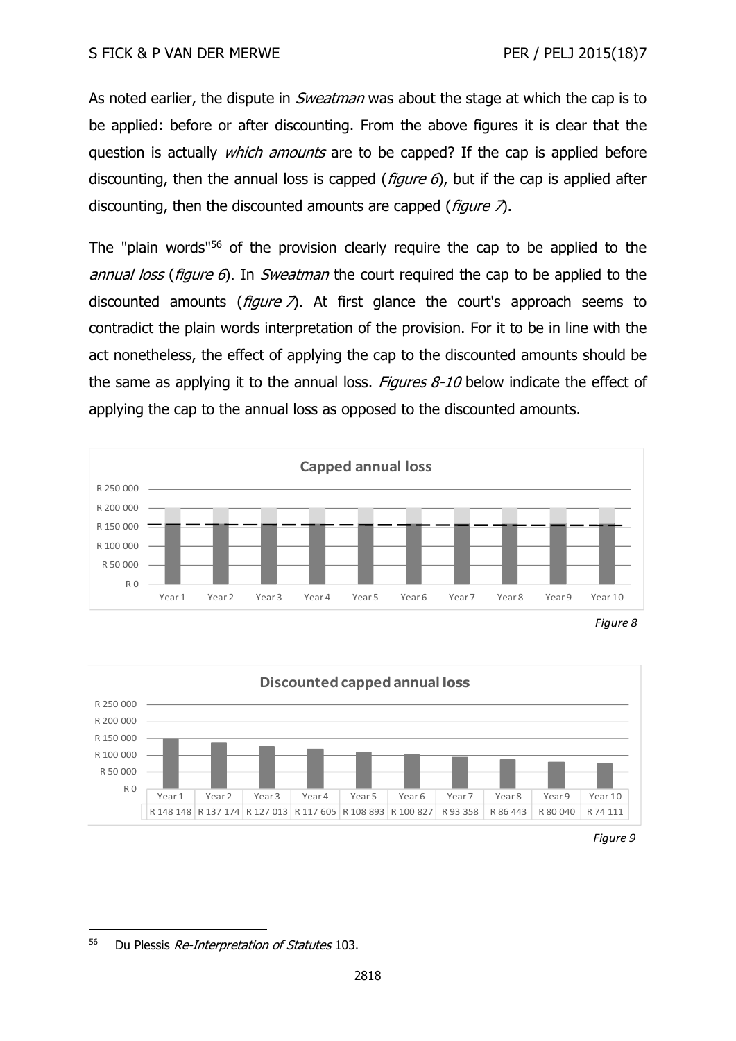As noted earlier, the dispute in *Sweatman* was about the stage at which the cap is to be applied: before or after discounting. From the above figures it is clear that the question is actually *which amounts* are to be capped? If the cap is applied before discounting, then the annual loss is capped (*figure 6*), but if the cap is applied after discounting, then the discounted amounts are capped (*figure 7*).

The "plain words"[56] of the provision clearly require the cap to be applied to the *annual loss* (*figure 6*). In *Sweatman* the court required the cap to be applied to the discounted amounts (*figure 7*). At first glance the court's approach seems to contradict the plain words interpretation of the provision. For it to be in line with the act nonetheless, the effect of applying the cap to the discounted amounts should be the same as applying it to the annual loss. *Figures 8-10* below indicate the effect of applying the cap to the annual loss as opposed to the discounted amounts.

Capped annual loss

R 250 000
R 200 000
R 150 000
R 100 000
R 50 000
R 0

Year 1 Year 2 Year 3 Year 4 Year 5 Year 6 Year 7 Year 8 Year 9 Year 10

*Figure 8*

Discounted capped annual loss

R 250 000
R 200 000
R 150 000
R 100 000
R 50 000
R 0

Year 1 Year 2 Year 3 Year 4 Year 5 Year 6 Year 7 Year 8 Year 9 Year 10

R 148 148 R 137 174 R 127 013 R 117 605 R 108 893 R 100 827 R 93 358 R 86 443 R 80 040 R 74 111

*Figure 9*

[56] Du Plessis *Re-Interpretation of Statutes* 103.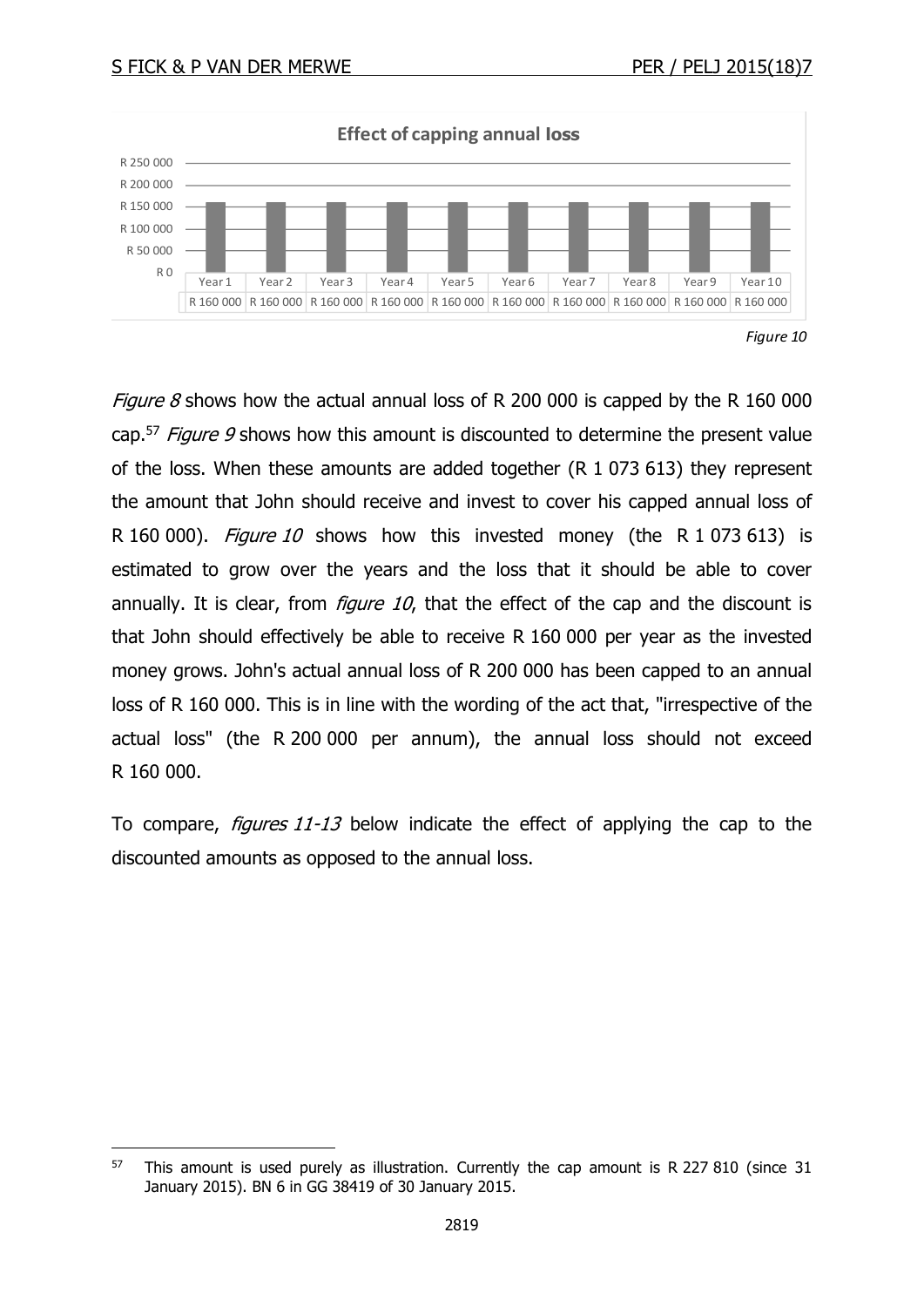Effect of capping annual loss

R 250 000
R 200 000
R 150 000
R 100 000
R 50 000
R 0

Year 1 Year 2 Year 3 Year 4 Year 5 Year 6 Year 7 Year 8 Year 9 Year 10

R 160 000 R 160 000 R 160 000 R 160 000 R 160 000 R 160 000 R 160 000 R 160 000 R 160 000 R 160 000

*Figure 10*

*Figure 8* shows how the actual annual loss of R 200 000 is capped by the R 160 000 cap.[57] *Figure 9* shows how this amount is discounted to determine the present value of the loss. When these amounts are added together (R 1 073 613) they represent the amount that John should receive and invest to cover his capped annual loss of R 160 000). *Figure 10* shows how this invested money (the R 1 073 613) is estimated to grow over the years and the loss that it should be able to cover annually. It is clear, from *figure 10*, that the effect of the cap and the discount is that John should effectively be able to receive R 160 000 per year as the invested money grows. John's actual annual loss of R 200 000 has been capped to an annual loss of R 160 000. This is in line with the wording of the act that, "irrespective of the actual loss" (the R 200 000 per annum), the annual loss should not exceed R 160 000.

To compare, *figures 11-13* below indicate the effect of applying the cap to the discounted amounts as opposed to the annual loss.

---

[57] This amount is used purely as illustration. Currently the cap amount is R 227 810 (since 31 January 2015). BN 6 in GG 38419 of 30 January 2015.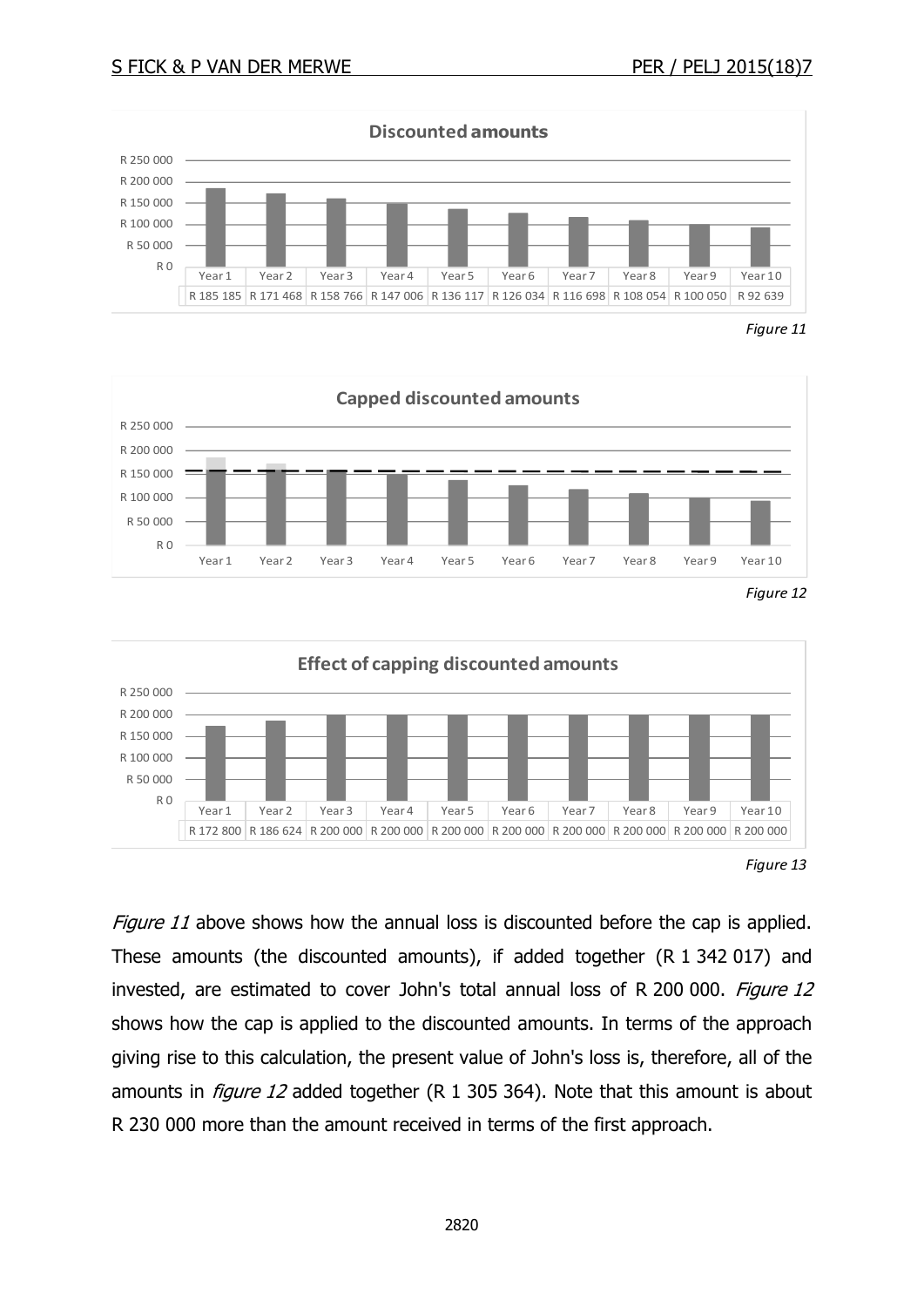**Discounted amounts**

R 250 000
R 200 000
R 150 000
R 100 000
R 50 000
R 0

Year 1 Year 2 Year 3 Year 4 Year 5 Year 6 Year 7 Year 8 Year 9 Year 10

R 185 185 R 171 468 R 158 766 R 147 006 R 136 117 R 126 034 R 116 698 R 108 054 R 100 050 R 92 639

*Figure 11*

**Capped discounted amounts**

R 250 000
R 200 000
R 150 000
R 100 000
R 50 000
R 0

Year 1 Year 2 Year 3 Year 4 Year 5 Year 6 Year 7 Year 8 Year 9 Year 10

*Figure 12*

**Effect of capping discounted amounts**

R 250 000
R 200 000
R 150 000
R 100 000
R 50 000
R 0

Year 1 Year 2 Year 3 Year 4 Year 5 Year 6 Year 7 Year 8 Year 9 Year 10

R 172 800 R 186 624 R 200 000 R 200 000 R 200 000 R 200 000 R 200 000 R 200 000 R 200 000 R 200 000

*Figure 13*

*Figure 11* above shows how the annual loss is discounted before the cap is applied. These amounts (the discounted amounts), if added together (R 1 342 017) and invested, are estimated to cover John's total annual loss of R 200 000. *Figure 12* shows how the cap is applied to the discounted amounts. In terms of the approach giving rise to this calculation, the present value of John's loss is, therefore, all of the amounts in *figure 12* added together (R 1 305 364). Note that this amount is about R 230 000 more than the amount received in terms of the first approach.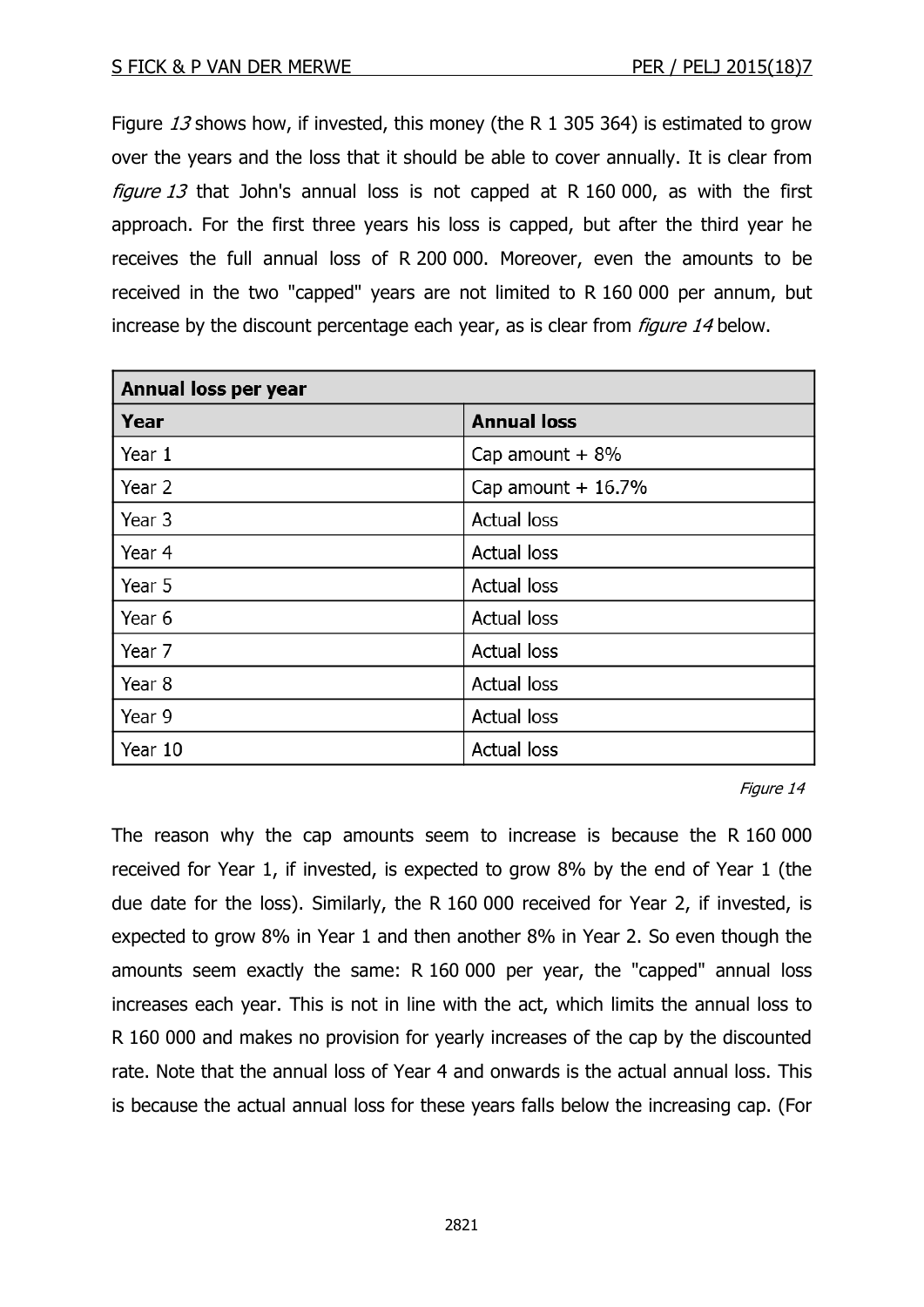Figure *13* shows how, if invested, this money (the R 1 305 364) is estimated to grow over the years and the loss that it should be able to cover annually. It is clear from *figure 13* that John's annual loss is not capped at R 160 000, as with the first approach. For the first three years his loss is capped, but after the third year he receives the full annual loss of R 200 000. Moreover, even the amounts to be received in the two "capped" years are not limited to R 160 000 per annum, but increase by the discount percentage each year, as is clear from *figure 14* below.

| **Annual loss per year** | |
|---|---|
| **Year** | **Annual loss** |
| Year 1 | Cap amount + 8% |
| Year 2 | Cap amount + 16.7% |
| Year 3 | Actual loss |
| Year 4 | Actual loss |
| Year 5 | Actual loss |
| Year 6 | Actual loss |
| Year 7 | Actual loss |
| Year 8 | Actual loss |
| Year 9 | Actual loss |
| Year 10 | Actual loss |

*Figure 14*

The reason why the cap amounts seem to increase is because the R 160 000 received for Year 1, if invested, is expected to grow 8% by the end of Year 1 (the due date for the loss). Similarly, the R 160 000 received for Year 2, if invested, is expected to grow 8% in Year 1 and then another 8% in Year 2. So even though the amounts seem exactly the same: R 160 000 per year, the "capped" annual loss increases each year. This is not in line with the act, which limits the annual loss to R 160 000 and makes no provision for yearly increases of the cap by the discounted rate. Note that the annual loss of Year 4 and onwards is the actual annual loss. This is because the actual annual loss for these years falls below the increasing cap. (For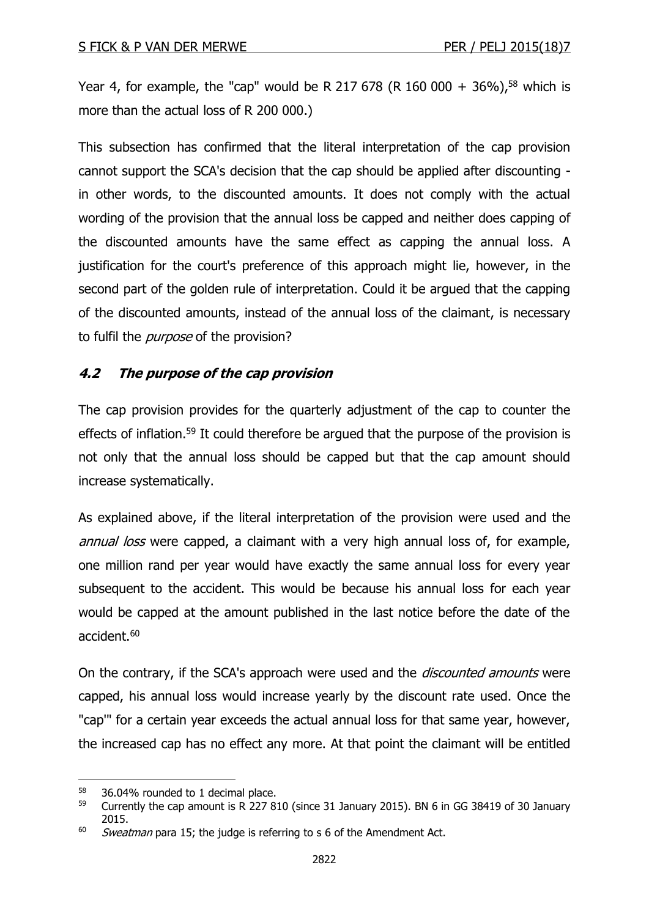Year 4, for example, the "cap" would be R 217 678 (R 160 000 + 36%),[58] which is more than the actual loss of R 200 000.)

This subsection has confirmed that the literal interpretation of the cap provision cannot support the SCA's decision that the cap should be applied after discounting - in other words, to the discounted amounts. It does not comply with the actual wording of the provision that the annual loss be capped and neither does capping of the discounted amounts have the same effect as capping the annual loss. A justification for the court's preference of this approach might lie, however, in the second part of the golden rule of interpretation. Could it be argued that the capping of the discounted amounts, instead of the annual loss of the claimant, is necessary to fulfil the *purpose* of the provision?

### ***4.2 The purpose of the cap provision***

The cap provision provides for the quarterly adjustment of the cap to counter the effects of inflation.[59] It could therefore be argued that the purpose of the provision is not only that the annual loss should be capped but that the cap amount should increase systematically.

As explained above, if the literal interpretation of the provision were used and the *annual loss* were capped, a claimant with a very high annual loss of, for example, one million rand per year would have exactly the same annual loss for every year subsequent to the accident. This would be because his annual loss for each year would be capped at the amount published in the last notice before the date of the accident.[60]

On the contrary, if the SCA's approach were used and the *discounted amounts* were capped, his annual loss would increase yearly by the discount rate used. Once the "cap'" for a certain year exceeds the actual annual loss for that same year, however, the increased cap has no effect any more. At that point the claimant will be entitled

---

[58] 36.04% rounded to 1 decimal place.

[59] Currently the cap amount is R 227 810 (since 31 January 2015). BN 6 in GG 38419 of 30 January 2015.

[60] *Sweatman* para 15; the judge is referring to s 6 of the Amendment Act.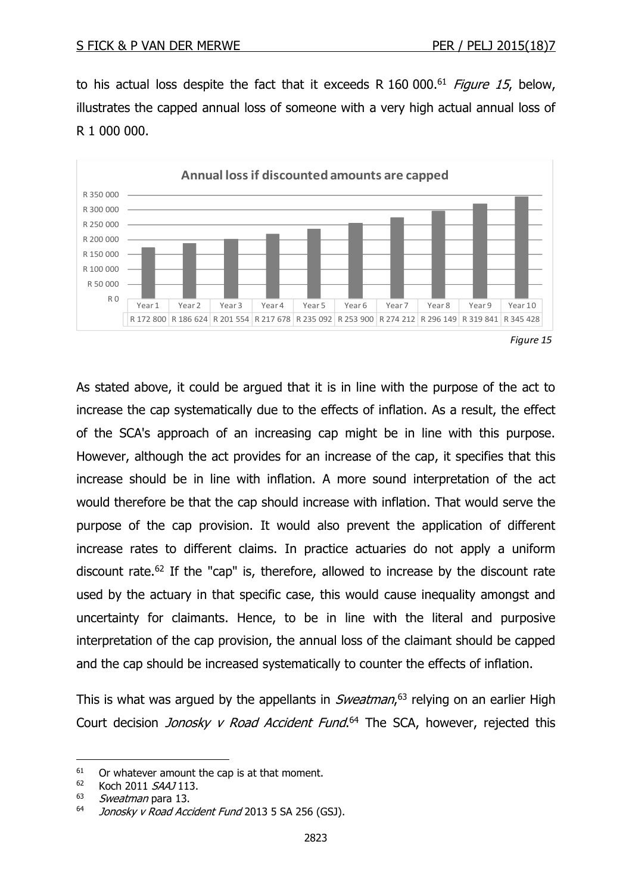to his actual loss despite the fact that it exceeds R 160 000.[61] *Figure 15*, below, illustrates the capped annual loss of someone with a very high actual annual loss of R 1 000 000.

Annual loss if discounted amounts are capped

R 350 000
R 300 000
R 250 000
R 200 000
R 150 000
R 100 000
R 50 000
R 0

Year 1 Year 2 Year 3 Year 4 Year 5 Year 6 Year 7 Year 8 Year 9 Year 10

R 172 800 R 186 624 R 201 554 R 217 678 R 235 092 R 253 900 R 274 212 R 296 149 R 319 841 R 345 428

*Figure 15*

As stated above, it could be argued that it is in line with the purpose of the act to increase the cap systematically due to the effects of inflation. As a result, the effect of the SCA's approach of an increasing cap might be in line with this purpose. However, although the act provides for an increase of the cap, it specifies that this increase should be in line with inflation. A more sound interpretation of the act would therefore be that the cap should increase with inflation. That would serve the purpose of the cap provision. It would also prevent the application of different increase rates to different claims. In practice actuaries do not apply a uniform discount rate.[62] If the "cap" is, therefore, allowed to increase by the discount rate used by the actuary in that specific case, this would cause inequality amongst and uncertainty for claimants. Hence, to be in line with the literal and purposive interpretation of the cap provision, the annual loss of the claimant should be capped and the cap should be increased systematically to counter the effects of inflation.

This is what was argued by the appellants in *Sweatman*,[63] relying on an earlier High Court decision *Jonosky v Road Accident Fund*.[64] The SCA, however, rejected this

---

[61] Or whatever amount the cap is at that moment.

[62] Koch 2011 *SAAJ* 113.

[63] *Sweatman* para 13.

[64] *Jonosky v Road Accident Fund* 2013 5 SA 256 (GSJ).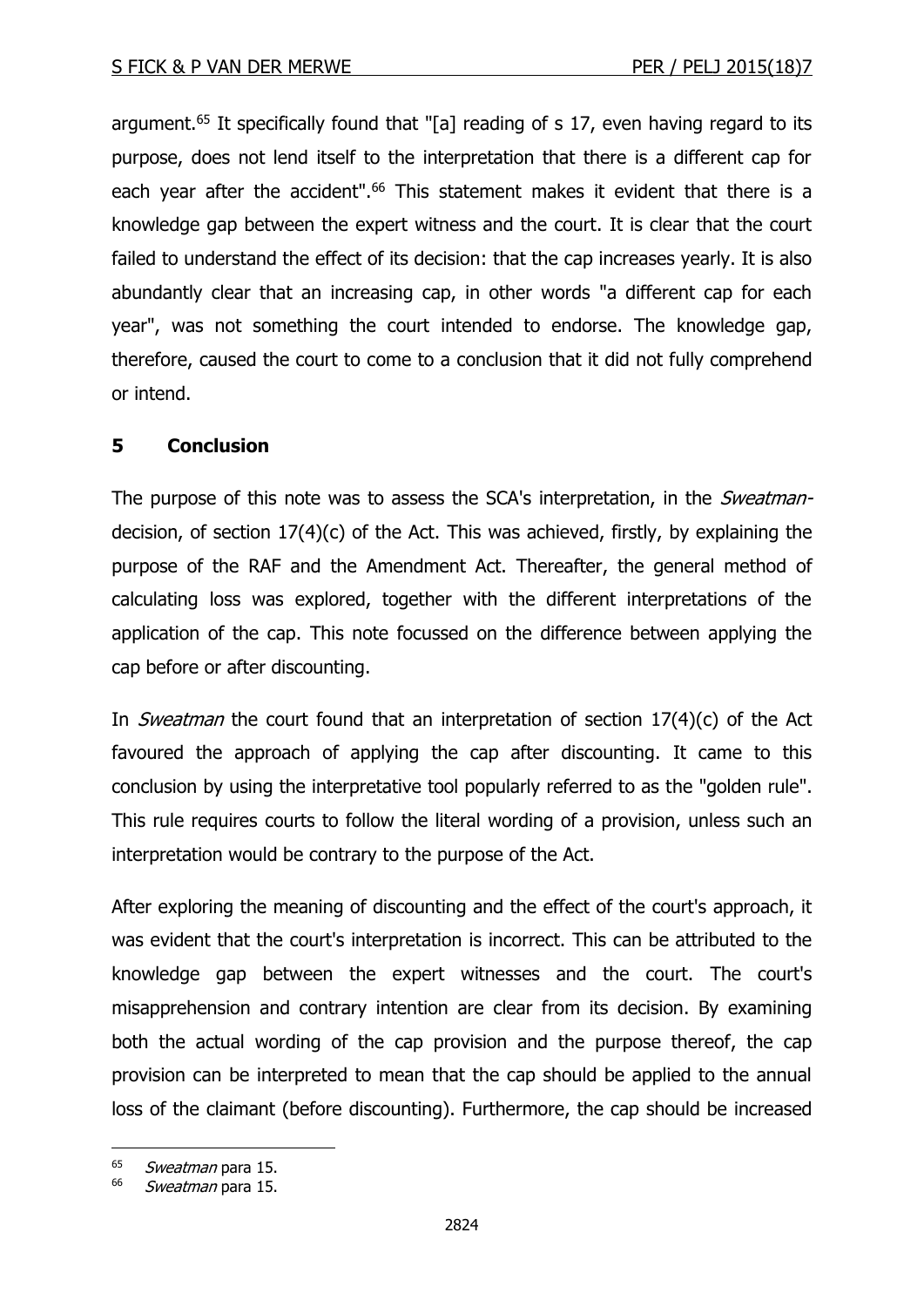argument.[65] It specifically found that "[a] reading of s 17, even having regard to its purpose, does not lend itself to the interpretation that there is a different cap for each year after the accident".[66] This statement makes it evident that there is a knowledge gap between the expert witness and the court. It is clear that the court failed to understand the effect of its decision: that the cap increases yearly. It is also abundantly clear that an increasing cap, in other words "a different cap for each year", was not something the court intended to endorse. The knowledge gap, therefore, caused the court to come to a conclusion that it did not fully comprehend or intend.

## 5 Conclusion

The purpose of this note was to assess the SCA's interpretation, in the *Sweatman*-decision, of section 17(4)(c) of the Act. This was achieved, firstly, by explaining the purpose of the RAF and the Amendment Act. Thereafter, the general method of calculating loss was explored, together with the different interpretations of the application of the cap. This note focussed on the difference between applying the cap before or after discounting.

In *Sweatman* the court found that an interpretation of section 17(4)(c) of the Act favoured the approach of applying the cap after discounting. It came to this conclusion by using the interpretative tool popularly referred to as the "golden rule". This rule requires courts to follow the literal wording of a provision, unless such an interpretation would be contrary to the purpose of the Act.

After exploring the meaning of discounting and the effect of the court's approach, it was evident that the court's interpretation is incorrect. This can be attributed to the knowledge gap between the expert witnesses and the court. The court's misapprehension and contrary intention are clear from its decision. By examining both the actual wording of the cap provision and the purpose thereof, the cap provision can be interpreted to mean that the cap should be applied to the annual loss of the claimant (before discounting). Furthermore, the cap should be increased

---

[65] *Sweatman* para 15.

[66] *Sweatman* para 15.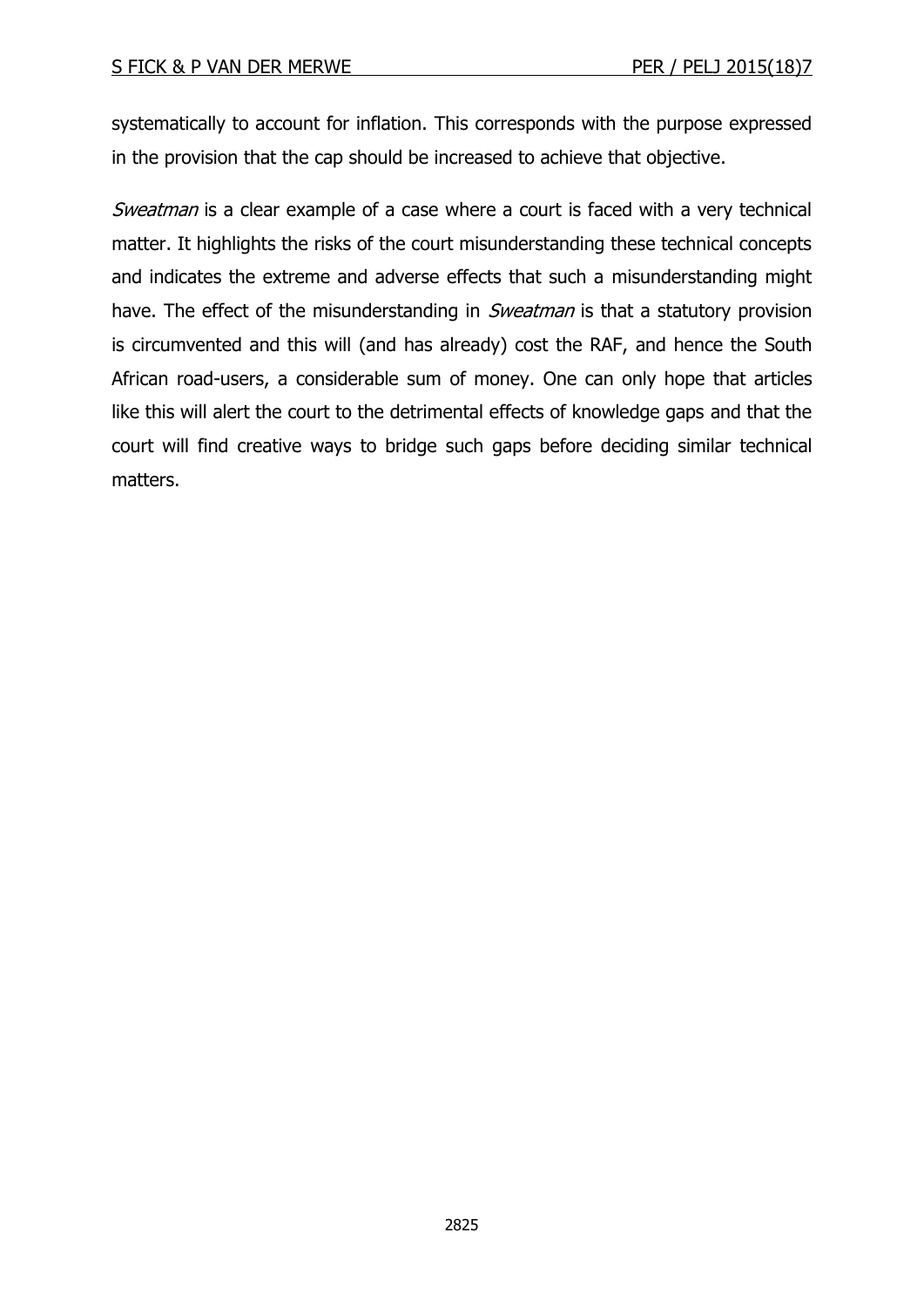systematically to account for inflation. This corresponds with the purpose expressed in the provision that the cap should be increased to achieve that objective.

*Sweatman* is a clear example of a case where a court is faced with a very technical matter. It highlights the risks of the court misunderstanding these technical concepts and indicates the extreme and adverse effects that such a misunderstanding might have. The effect of the misunderstanding in *Sweatman* is that a statutory provision is circumvented and this will (and has already) cost the RAF, and hence the South African road-users, a considerable sum of money. One can only hope that articles like this will alert the court to the detrimental effects of knowledge gaps and that the court will find creative ways to bridge such gaps before deciding similar technical matters.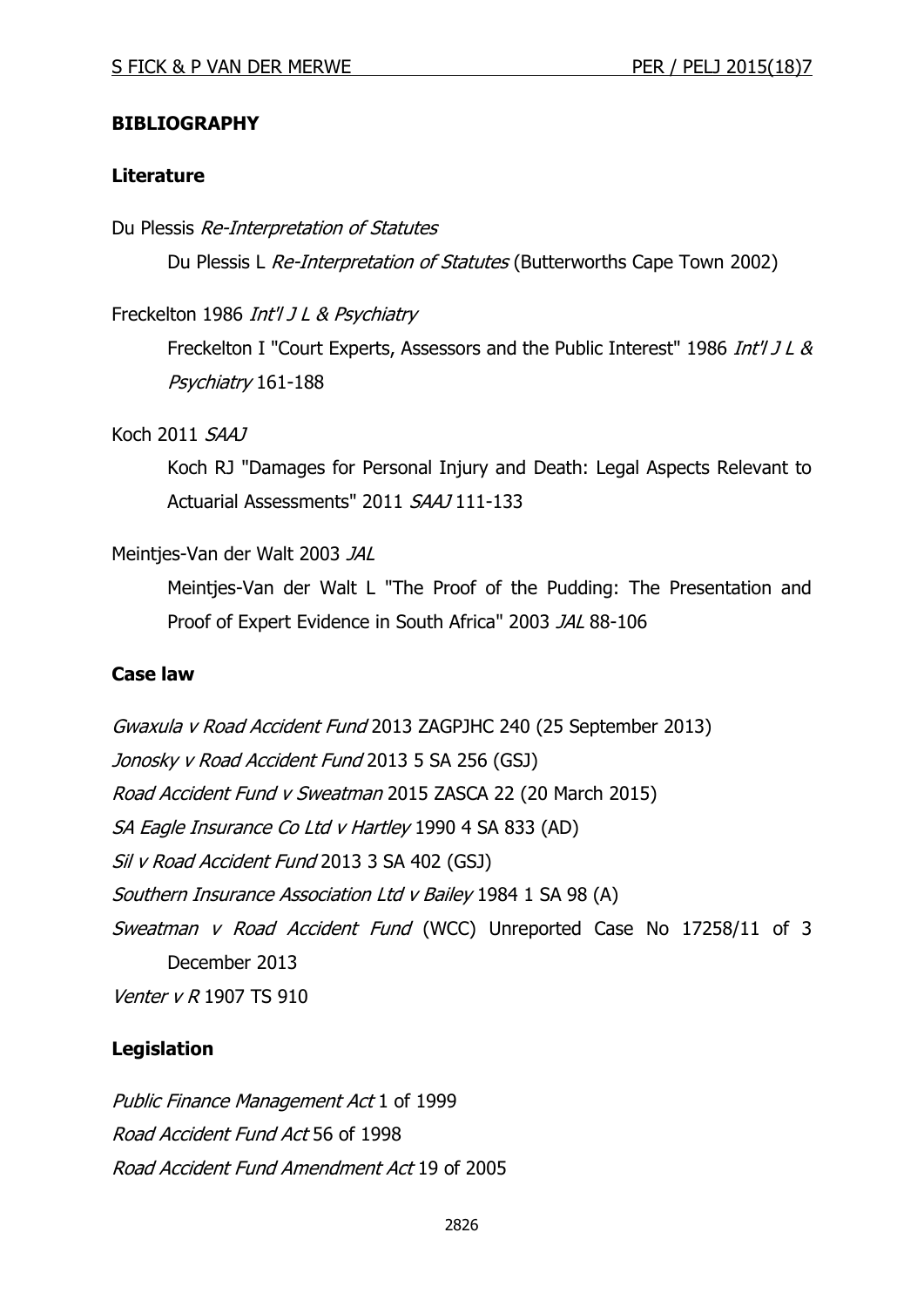## BIBLIOGRAPHY

### Literature

Du Plessis *Re-Interpretation of Statutes*

Du Plessis L *Re-Interpretation of Statutes* (Butterworths Cape Town 2002)

Freckelton 1986 *Int'l J L & Psychiatry*

Freckelton I "Court Experts, Assessors and the Public Interest" 1986 *Int'l J L & Psychiatry* 161-188

Koch 2011 *SAAJ*

Koch RJ "Damages for Personal Injury and Death: Legal Aspects Relevant to Actuarial Assessments" 2011 *SAAJ* 111-133

Meintjes-Van der Walt 2003 *JAL*

Meintjes-Van der Walt L "The Proof of the Pudding: The Presentation and Proof of Expert Evidence in South Africa" 2003 *JAL* 88-106

### Case law

*Gwaxula v Road Accident Fund* 2013 ZAGPJHC 240 (25 September 2013)

*Jonosky v Road Accident Fund* 2013 5 SA 256 (GSJ)

*Road Accident Fund v Sweatman* 2015 ZASCA 22 (20 March 2015)

*SA Eagle Insurance Co Ltd v Hartley* 1990 4 SA 833 (AD)

*Sil v Road Accident Fund* 2013 3 SA 402 (GSJ)

*Southern Insurance Association Ltd v Bailey* 1984 1 SA 98 (A)

*Sweatman v Road Accident Fund* (WCC) Unreported Case No 17258/11 of 3 December 2013

*Venter v R* 1907 TS 910

### Legislation

*Public Finance Management Act* 1 of 1999

*Road Accident Fund Act* 56 of 1998

*Road Accident Fund Amendment Act* 19 of 2005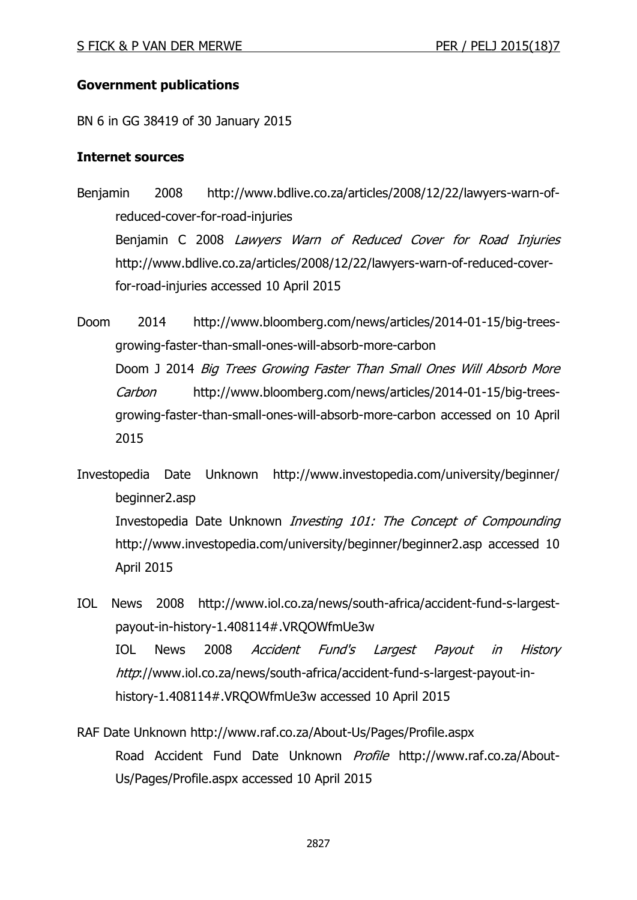**Government publications**

BN 6 in GG 38419 of 30 January 2015

**Internet sources**

Benjamin 2008 http://www.bdlive.co.za/articles/2008/12/22/lawyers-warn-of-reduced-cover-for-road-injuries

Benjamin C 2008 *Lawyers Warn of Reduced Cover for Road Injuries* http://www.bdlive.co.za/articles/2008/12/22/lawyers-warn-of-reduced-cover-for-road-injuries accessed 10 April 2015

Doom 2014 http://www.bloomberg.com/news/articles/2014-01-15/big-trees-growing-faster-than-small-ones-will-absorb-more-carbon

Doom J 2014 *Big Trees Growing Faster Than Small Ones Will Absorb More Carbon* http://www.bloomberg.com/news/articles/2014-01-15/big-trees-growing-faster-than-small-ones-will-absorb-more-carbon accessed on 10 April 2015

Investopedia Date Unknown http://www.investopedia.com/university/beginner/beginner2.asp

Investopedia Date Unknown *Investing 101: The Concept of Compounding* http://www.investopedia.com/university/beginner/beginner2.asp accessed 10 April 2015

IOL News 2008 http://www.iol.co.za/news/south-africa/accident-fund-s-largest-payout-in-history-1.408114#.VRQOWfmUe3w

IOL News 2008 *Accident Fund's Largest Payout in History* *http*://www.iol.co.za/news/south-africa/accident-fund-s-largest-payout-in-history-1.408114#.VRQOWfmUe3w accessed 10 April 2015

RAF Date Unknown http://www.raf.co.za/About-Us/Pages/Profile.aspx

Road Accident Fund Date Unknown *Profile* http://www.raf.co.za/About-Us/Pages/Profile.aspx accessed 10 April 2015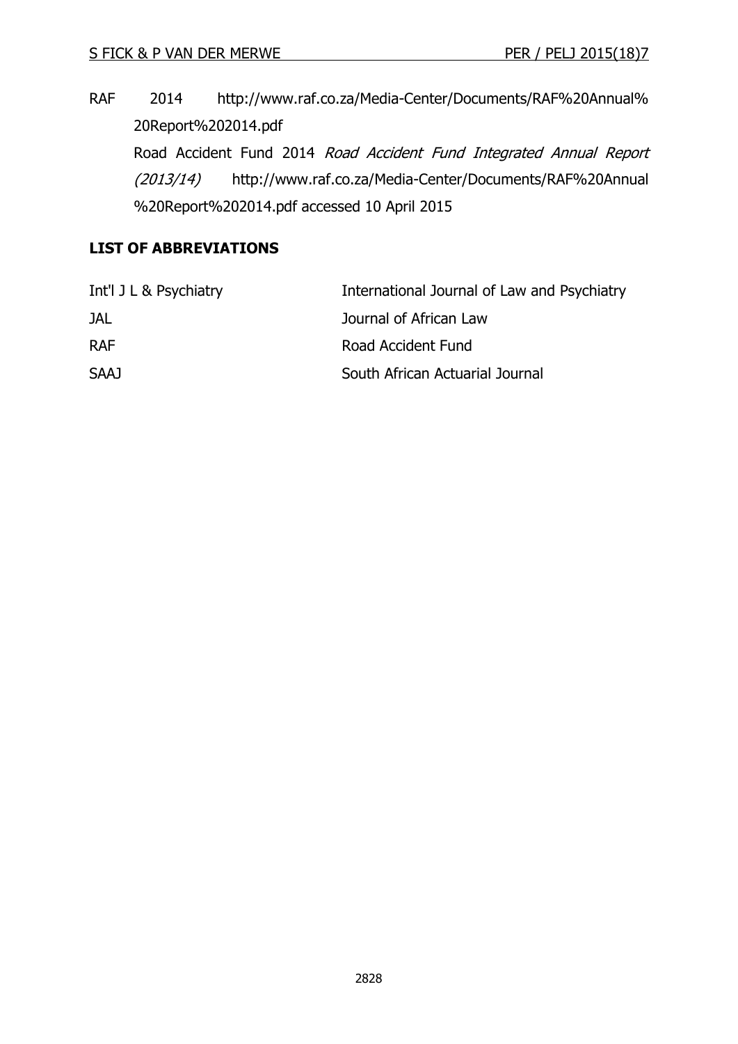RAF 2014 http://www.raf.co.za/Media-Center/Documents/RAF%20Annual%20Report%202014.pdf

Road Accident Fund 2014 *Road Accident Fund Integrated Annual Report (2013/14)* http://www.raf.co.za/Media-Center/Documents/RAF%20Annual%20Report%202014.pdf accessed 10 April 2015

## LIST OF ABBREVIATIONS

| | |
|---|---|
| Int'l J L & Psychiatry | International Journal of Law and Psychiatry |
| JAL | Journal of African Law |
| RAF | Road Accident Fund |
| SAAJ | South African Actuarial Journal |